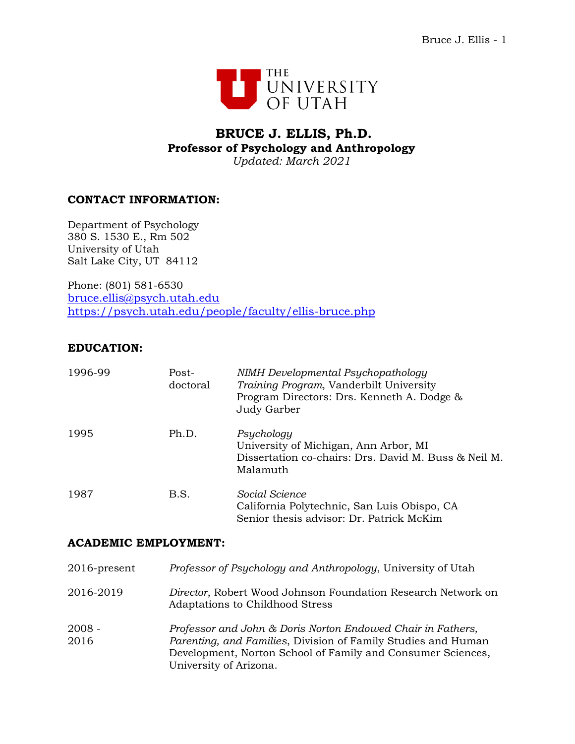# BRUCE J. ELLIS, Ph.D.

**Professor of Psychology and Anthropology**

*Updated: March 2021*

## CONTACT INFORMATION:

Department of Psychology
380 S. 1530 E., Rm 502
University of Utah
Salt Lake City, UT 84112

Phone: (801) 581-6530
bruce.ellis@psych.utah.edu
https://psych.utah.edu/people/faculty/ellis-bruce.php

## EDUCATION:

| | | |
|---|---|---|
| 1996-99 | Post-doctoral | *NIMH Developmental Psychopathology Training Program*, Vanderbilt University<br>Program Directors: Drs. Kenneth A. Dodge & Judy Garber |
| 1995 | Ph.D. | *Psychology*<br>University of Michigan, Ann Arbor, MI<br>Dissertation co-chairs: Drs. David M. Buss & Neil M. Malamuth |
| 1987 | B.S. | *Social Science*<br>California Polytechnic, San Luis Obispo, CA<br>Senior thesis advisor: Dr. Patrick McKim |

## ACADEMIC EMPLOYMENT:

| | |
|---|---|
| 2016-present | *Professor of Psychology and Anthropology*, University of Utah |
| 2016-2019 | *Director*, Robert Wood Johnson Foundation Research Network on Adaptations to Childhood Stress |
| 2008 - 2016 | *Professor and John & Doris Norton Endowed Chair in Fathers, Parenting, and Families*, Division of Family Studies and Human Development, Norton School of Family and Consumer Sciences, University of Arizona. |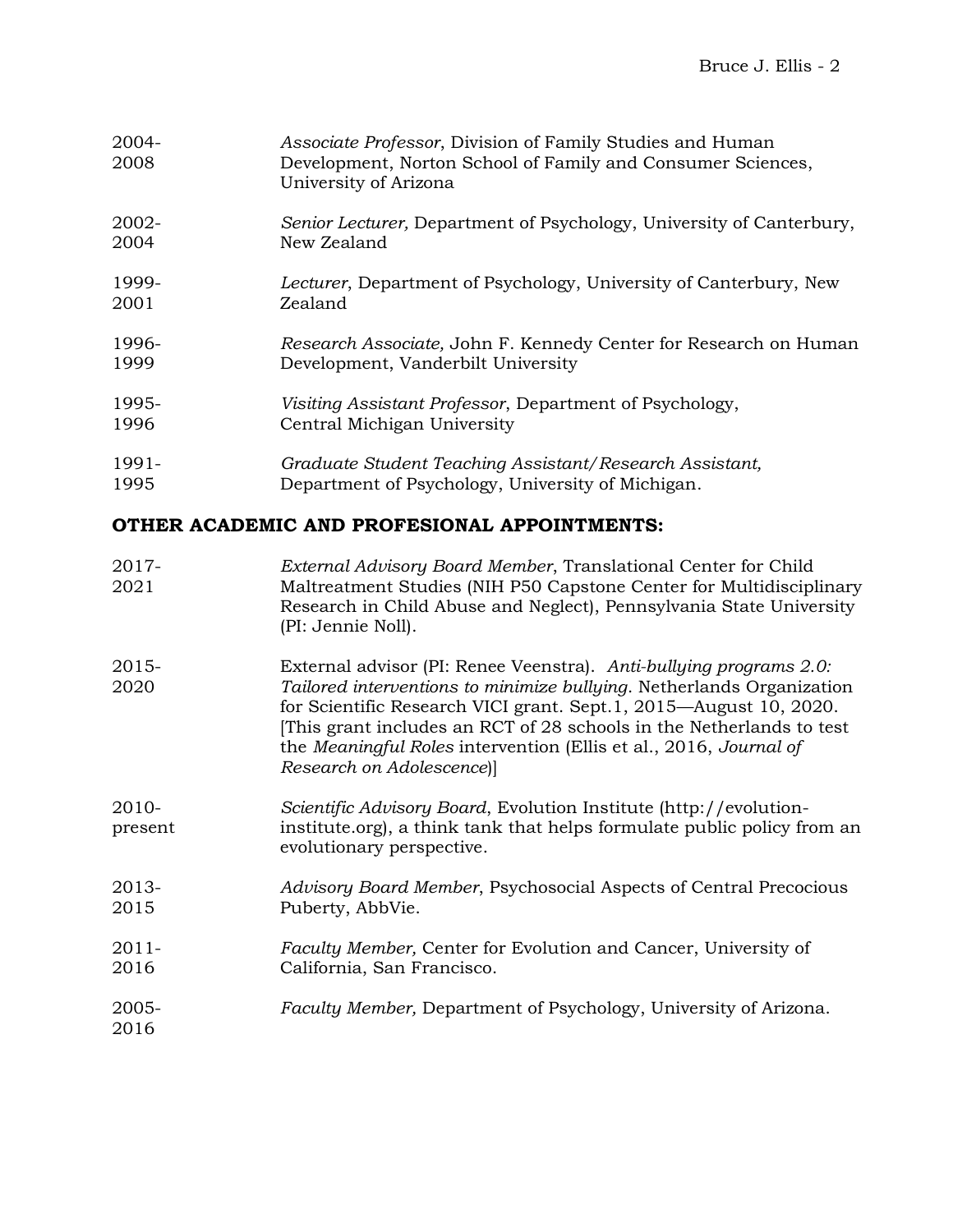2004-2008 *Associate Professor*, Division of Family Studies and Human Development, Norton School of Family and Consumer Sciences, University of Arizona

2002-2004 *Senior Lecturer,* Department of Psychology, University of Canterbury, New Zealand

1999-2001 *Lecturer*, Department of Psychology, University of Canterbury, New Zealand

1996-1999 *Research Associate,* John F. Kennedy Center for Research on Human Development, Vanderbilt University

1995-1996 *Visiting Assistant Professor*, Department of Psychology, Central Michigan University

1991-1995 *Graduate Student Teaching Assistant/Research Assistant,* Department of Psychology, University of Michigan.

## OTHER ACADEMIC AND PROFESIONAL APPOINTMENTS:

2017-2021 *External Advisory Board Member*, Translational Center for Child Maltreatment Studies (NIH P50 Capstone Center for Multidisciplinary Research in Child Abuse and Neglect), Pennsylvania State University (PI: Jennie Noll).

2015-2020 External advisor (PI: Renee Veenstra). *Anti-bullying programs 2.0: Tailored interventions to minimize bullying*. Netherlands Organization for Scientific Research VICI grant. Sept.1, 2015—August 10, 2020. [This grant includes an RCT of 28 schools in the Netherlands to test the *Meaningful Roles* intervention (Ellis et al., 2016, *Journal of Research on Adolescence*)]

2010-present *Scientific Advisory Board*, Evolution Institute (http://evolution-institute.org), a think tank that helps formulate public policy from an evolutionary perspective.

2013-2015 *Advisory Board Member*, Psychosocial Aspects of Central Precocious Puberty, AbbVie.

2011-2016 *Faculty Member,* Center for Evolution and Cancer, University of California, San Francisco.

2005-2016 *Faculty Member,* Department of Psychology, University of Arizona.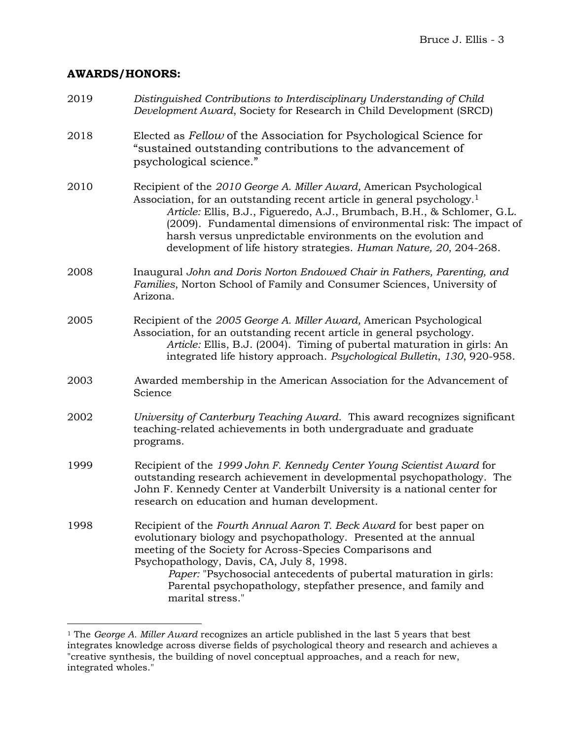## AWARDS/HONORS:

2019 *Distinguished Contributions to Interdisciplinary Understanding of Child Development Award*, Society for Research in Child Development (SRCD)

2018 Elected as *Fellow* of the Association for Psychological Science for "sustained outstanding contributions to the advancement of psychological science."

2010 Recipient of the *2010 George A. Miller Award,* American Psychological Association, for an outstanding recent article in general psychology.[1]
*Article:* Ellis, B.J., Figueredo, A.J., Brumbach, B.H., & Schlomer, G.L. (2009). Fundamental dimensions of environmental risk: The impact of harsh versus unpredictable environments on the evolution and development of life history strategies. *Human Nature, 20*, 204-268.

2008 Inaugural *John and Doris Norton Endowed Chair in Fathers, Parenting, and Families*, Norton School of Family and Consumer Sciences, University of Arizona.

2005 Recipient of the *2005 George A. Miller Award,* American Psychological Association, for an outstanding recent article in general psychology.
*Article:* Ellis, B.J. (2004). Timing of pubertal maturation in girls: An integrated life history approach. *Psychological Bulletin*, *130*, 920-958.

2003 Awarded membership in the American Association for the Advancement of Science

2002 *University of Canterbury Teaching Award*. This award recognizes significant teaching-related achievements in both undergraduate and graduate programs.

1999 Recipient of the *1999 John F. Kennedy Center Young Scientist Award* for outstanding research achievement in developmental psychopathology. The John F. Kennedy Center at Vanderbilt University is a national center for research on education and human development.

1998 Recipient of the *Fourth Annual Aaron T. Beck Award* for best paper on evolutionary biology and psychopathology. Presented at the annual meeting of the Society for Across-Species Comparisons and Psychopathology, Davis, CA, July 8, 1998.
*Paper:* "Psychosocial antecedents of pubertal maturation in girls: Parental psychopathology, stepfather presence, and family and marital stress."

---

[1] The *George A. Miller Award* recognizes an article published in the last 5 years that best integrates knowledge across diverse fields of psychological theory and research and achieves a "creative synthesis, the building of novel conceptual approaches, and a reach for new, integrated wholes."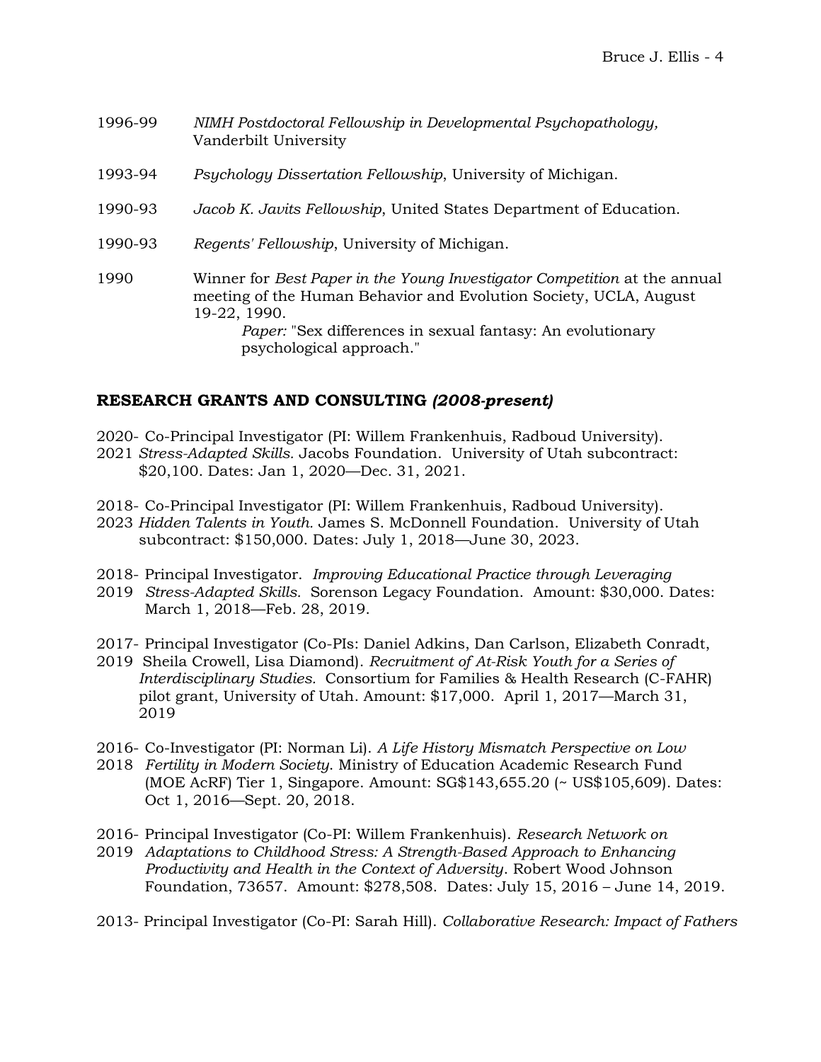1996-99 *NIMH Postdoctoral Fellowship in Developmental Psychopathology,* Vanderbilt University

1993-94 *Psychology Dissertation Fellowship*, University of Michigan.

1990-93 *Jacob K. Javits Fellowship*, United States Department of Education.

1990-93 *Regents' Fellowship*, University of Michigan.

1990 Winner for *Best Paper in the Young Investigator Competition* at the annual meeting of the Human Behavior and Evolution Society, UCLA, August 19-22, 1990.
*Paper:* "Sex differences in sexual fantasy: An evolutionary psychological approach."

## RESEARCH GRANTS AND CONSULTING *(2008-present)*

2020-2021 Co-Principal Investigator (PI: Willem Frankenhuis, Radboud University). *Stress-Adapted Skills*. Jacobs Foundation. University of Utah subcontract: $20,100. Dates: Jan 1, 2020—Dec. 31, 2021.

2018-2023 Co-Principal Investigator (PI: Willem Frankenhuis, Radboud University). *Hidden Talents in Youth.* James S. McDonnell Foundation. University of Utah subcontract: $150,000. Dates: July 1, 2018—June 30, 2023.

2018-2019 Principal Investigator. *Improving Educational Practice through Leveraging Stress-Adapted Skills.* Sorenson Legacy Foundation. Amount: $30,000. Dates: March 1, 2018—Feb. 28, 2019.

2017-2019 Principal Investigator (Co-PIs: Daniel Adkins, Dan Carlson, Elizabeth Conradt, Sheila Crowell, Lisa Diamond). *Recruitment of At-Risk Youth for a Series of Interdisciplinary Studies.* Consortium for Families & Health Research (C-FAHR) pilot grant, University of Utah. Amount: $17,000. April 1, 2017—March 31, 2019

2016-2018 Co-Investigator (PI: Norman Li). *A Life History Mismatch Perspective on Low Fertility in Modern Society*. Ministry of Education Academic Research Fund (MOE AcRF) Tier 1, Singapore. Amount: SG$143,655.20 (~ US$105,609). Dates: Oct 1, 2016—Sept. 20, 2018.

2016-2019 Principal Investigator (Co-PI: Willem Frankenhuis). *Research Network on Adaptations to Childhood Stress: A Strength-Based Approach to Enhancing Productivity and Health in the Context of Adversity*. Robert Wood Johnson Foundation, 73657. Amount: $278,508. Dates: July 15, 2016 – June 14, 2019.

2013- Principal Investigator (Co-PI: Sarah Hill). *Collaborative Research: Impact of Fathers*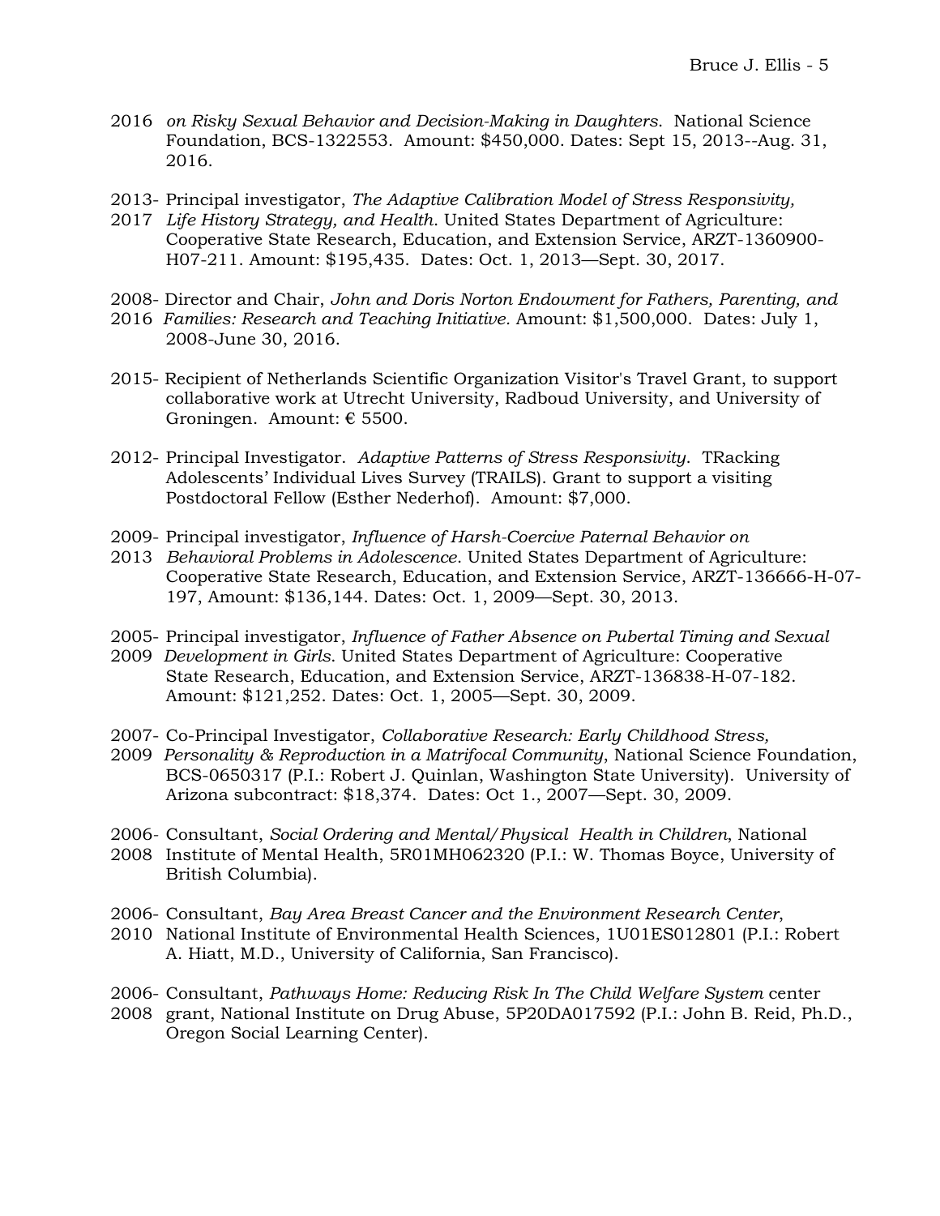2016 *on Risky Sexual Behavior and Decision-Making in Daughters*. National Science Foundation, BCS-1322553. Amount: $450,000. Dates: Sept 15, 2013--Aug. 31, 2016.

2013-2017 Principal investigator, *The Adaptive Calibration Model of Stress Responsivity, Life History Strategy, and Health*. United States Department of Agriculture: Cooperative State Research, Education, and Extension Service, ARZT-1360900-H07-211. Amount: $195,435. Dates: Oct. 1, 2013—Sept. 30, 2017.

2008-2016 Director and Chair, *John and Doris Norton Endowment for Fathers, Parenting, and Families: Research and Teaching Initiative*. Amount: $1,500,000. Dates: July 1, 2008-June 30, 2016.

2015- Recipient of Netherlands Scientific Organization Visitor's Travel Grant, to support collaborative work at Utrecht University, Radboud University, and University of Groningen. Amount: € 5500.

2012- Principal Investigator. *Adaptive Patterns of Stress Responsivity*. TRacking Adolescents' Individual Lives Survey (TRAILS). Grant to support a visiting Postdoctoral Fellow (Esther Nederhof). Amount: $7,000.

2009-2013 Principal investigator, *Influence of Harsh-Coercive Paternal Behavior on Behavioral Problems in Adolescence*. United States Department of Agriculture: Cooperative State Research, Education, and Extension Service, ARZT-136666-H-07-197, Amount: $136,144. Dates: Oct. 1, 2009—Sept. 30, 2013.

2005-2009 Principal investigator, *Influence of Father Absence on Pubertal Timing and Sexual Development in Girls*. United States Department of Agriculture: Cooperative State Research, Education, and Extension Service, ARZT-136838-H-07-182. Amount: $121,252. Dates: Oct. 1, 2005—Sept. 30, 2009.

2007-2009 Co-Principal Investigator, *Collaborative Research: Early Childhood Stress, Personality & Reproduction in a Matrifocal Community*, National Science Foundation, BCS-0650317 (P.I.: Robert J. Quinlan, Washington State University). University of Arizona subcontract: $18,374. Dates: Oct 1., 2007—Sept. 30, 2009.

2006-2008 Consultant, *Social Ordering and Mental/Physical Health in Children*, National Institute of Mental Health, 5R01MH062320 (P.I.: W. Thomas Boyce, University of British Columbia).

2006-2010 Consultant, *Bay Area Breast Cancer and the Environment Research Center*, National Institute of Environmental Health Sciences, 1U01ES012801 (P.I.: Robert A. Hiatt, M.D., University of California, San Francisco).

2006-2008 Consultant, *Pathways Home: Reducing Risk In The Child Welfare System* center grant, National Institute on Drug Abuse, 5P20DA017592 (P.I.: John B. Reid, Ph.D., Oregon Social Learning Center).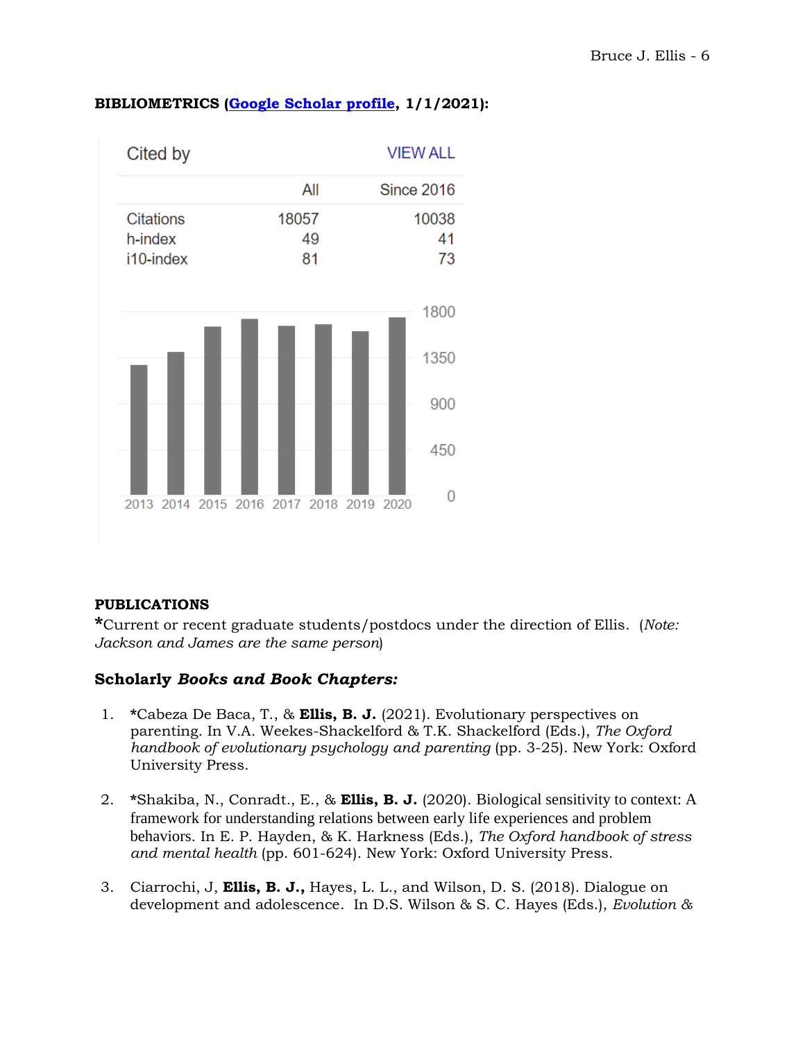**BIBLIOMETRICS ([Google Scholar profile](), 1/1/2021):**

| Cited by | All | Since 2016 |
|---|---|---|
| Citations | 18057 | 10038 |
| h-index | 49 | 41 |
| i10-index | 81 | 73 |

**PUBLICATIONS**

**\***Current or recent graduate students/postdocs under the direction of Ellis. (*Note: Jackson and James are the same person*)

### Scholarly *Books and Book Chapters:*

1. **\***Cabeza De Baca, T., & **Ellis, B. J.** (2021). Evolutionary perspectives on parenting. In V.A. Weekes-Shackelford & T.K. Shackelford (Eds.), *The Oxford handbook of evolutionary psychology and parenting* (pp. 3-25). New York: Oxford University Press.

2. **\***Shakiba, N., Conradt., E., & **Ellis, B. J.** (2020). Biological sensitivity to context: A framework for understanding relations between early life experiences and problem behaviors. In E. P. Hayden, & K. Harkness (Eds.), *The Oxford handbook of stress and mental health* (pp. 601-624). New York: Oxford University Press.

3. Ciarrochi, J, **Ellis, B. J.,** Hayes, L. L., and Wilson, D. S. (2018). Dialogue on development and adolescence. In D.S. Wilson & S. C. Hayes (Eds.), *Evolution &*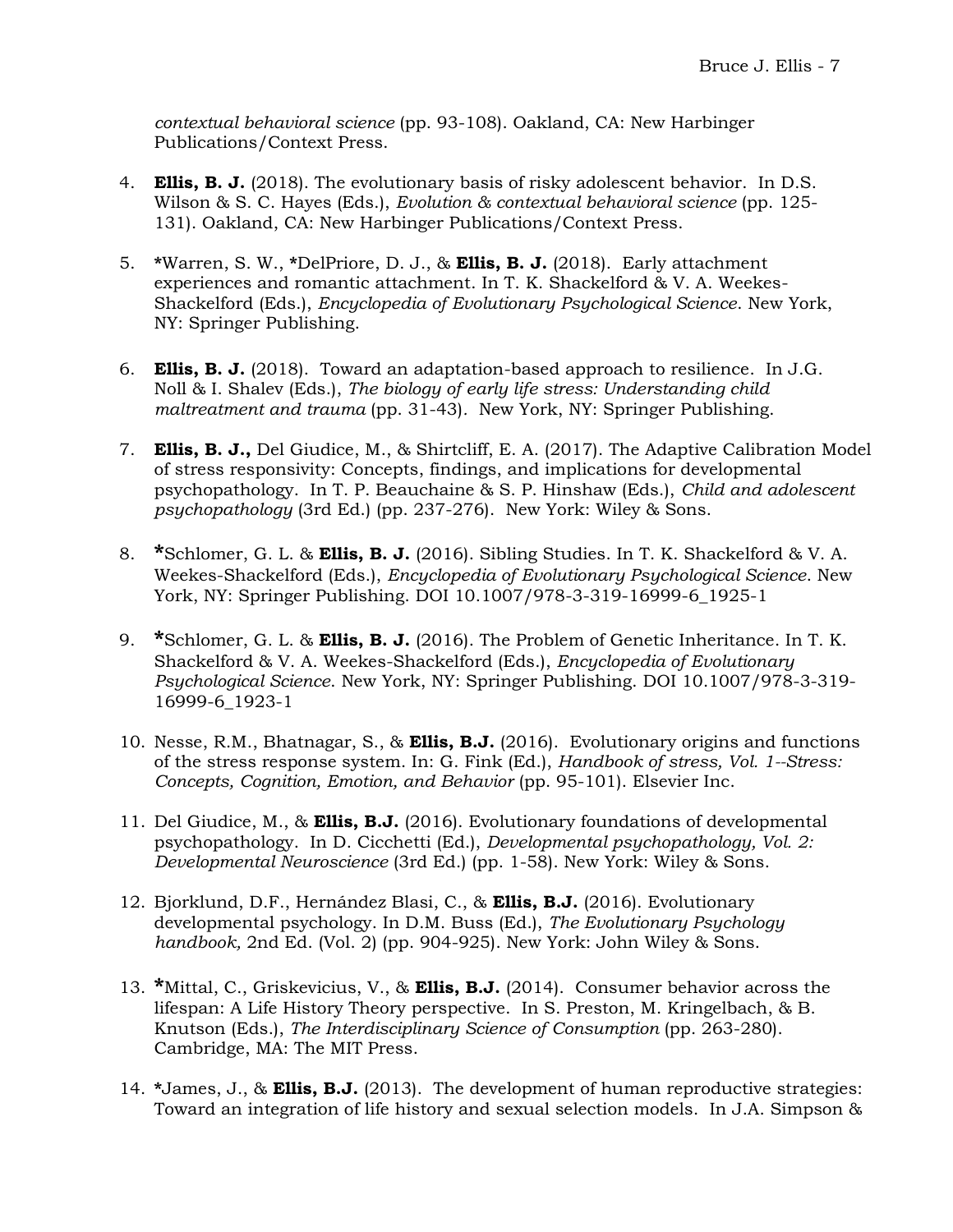*contextual behavioral science* (pp. 93-108). Oakland, CA: New Harbinger Publications/Context Press.

4. **Ellis, B. J.** (2018). The evolutionary basis of risky adolescent behavior. In D.S. Wilson & S. C. Hayes (Eds.), *Evolution & contextual behavioral science* (pp. 125-131). Oakland, CA: New Harbinger Publications/Context Press.

5. *Warren, S. W., *DelPriore, D. J., & **Ellis, B. J.** (2018). Early attachment experiences and romantic attachment. In T. K. Shackelford & V. A. Weekes-Shackelford (Eds.), *Encyclopedia of Evolutionary Psychological Science*. New York, NY: Springer Publishing.

6. **Ellis, B. J.** (2018). Toward an adaptation-based approach to resilience. In J.G. Noll & I. Shalev (Eds.), *The biology of early life stress: Understanding child maltreatment and trauma* (pp. 31-43). New York, NY: Springer Publishing.

7. **Ellis, B. J.,** Del Giudice, M., & Shirtcliff, E. A. (2017). The Adaptive Calibration Model of stress responsivity: Concepts, findings, and implications for developmental psychopathology. In T. P. Beauchaine & S. P. Hinshaw (Eds.), *Child and adolescent psychopathology* (3rd Ed.) (pp. 237-276). New York: Wiley & Sons.

8. *Schlomer, G. L. & **Ellis, B. J.** (2016). Sibling Studies. In T. K. Shackelford & V. A. Weekes-Shackelford (Eds.), *Encyclopedia of Evolutionary Psychological Science*. New York, NY: Springer Publishing. DOI 10.1007/978-3-319-16999-6_1925-1

9. *Schlomer, G. L. & **Ellis, B. J.** (2016). The Problem of Genetic Inheritance. In T. K. Shackelford & V. A. Weekes-Shackelford (Eds.), *Encyclopedia of Evolutionary Psychological Science*. New York, NY: Springer Publishing. DOI 10.1007/978-3-319-16999-6_1923-1

10. Nesse, R.M., Bhatnagar, S., & **Ellis, B.J.** (2016). Evolutionary origins and functions of the stress response system. In: G. Fink (Ed.), *Handbook of stress, Vol. 1--Stress: Concepts, Cognition, Emotion, and Behavior* (pp. 95-101). Elsevier Inc.

11. Del Giudice, M., & **Ellis, B.J.** (2016). Evolutionary foundations of developmental psychopathology. In D. Cicchetti (Ed.), *Developmental psychopathology, Vol. 2: Developmental Neuroscience* (3rd Ed.) (pp. 1-58). New York: Wiley & Sons.

12. Bjorklund, D.F., Hernández Blasi, C., & **Ellis, B.J.** (2016). Evolutionary developmental psychology. In D.M. Buss (Ed.), *The Evolutionary Psychology handbook,* 2nd Ed. (Vol. 2) (pp. 904-925). New York: John Wiley & Sons.

13. *Mittal, C., Griskevicius, V., & **Ellis, B.J.** (2014). Consumer behavior across the lifespan: A Life History Theory perspective. In S. Preston, M. Kringelbach, & B. Knutson (Eds.), *The Interdisciplinary Science of Consumption* (pp. 263-280). Cambridge, MA: The MIT Press.

14. *James, J., & **Ellis, B.J.** (2013). The development of human reproductive strategies: Toward an integration of life history and sexual selection models. In J.A. Simpson &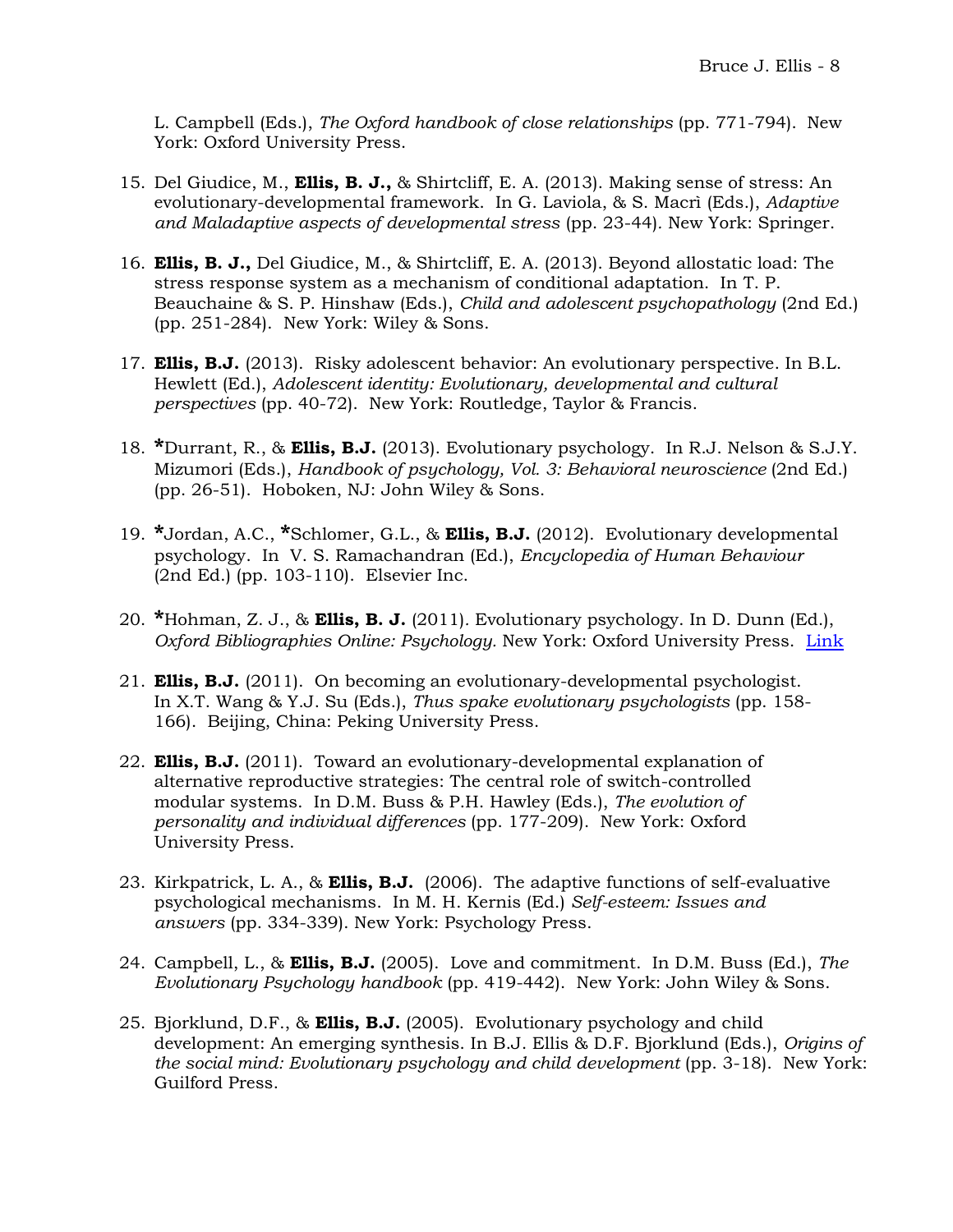L. Campbell (Eds.), *The Oxford handbook of close relationships* (pp. 771-794). New York: Oxford University Press.

15. Del Giudice, M., **Ellis, B. J.,** & Shirtcliff, E. A. (2013). Making sense of stress: An evolutionary-developmental framework. In G. Laviola, & S. Macrì (Eds.), *Adaptive and Maladaptive aspects of developmental stress* (pp. 23-44). New York: Springer.

16. **Ellis, B. J.,** Del Giudice, M., & Shirtcliff, E. A. (2013). Beyond allostatic load: The stress response system as a mechanism of conditional adaptation. In T. P. Beauchaine & S. P. Hinshaw (Eds.), *Child and adolescent psychopathology* (2nd Ed.) (pp. 251-284). New York: Wiley & Sons.

17. **Ellis, B.J.** (2013). Risky adolescent behavior: An evolutionary perspective. In B.L. Hewlett (Ed.), *Adolescent identity: Evolutionary, developmental and cultural perspectives* (pp. 40-72). New York: Routledge, Taylor & Francis.

18. ***Durrant, R., & **Ellis, B.J.** (2013). Evolutionary psychology. In R.J. Nelson & S.J.Y. Mizumori (Eds.), *Handbook of psychology, Vol. 3: Behavioral neuroscience* (2nd Ed.) (pp. 26-51). Hoboken, NJ: John Wiley & Sons.

19. ***Jordan, A.C., ***Schlomer, G.L., & **Ellis, B.J.** (2012). Evolutionary developmental psychology. In V. S. Ramachandran (Ed.), *Encyclopedia of Human Behaviour* (2nd Ed.) (pp. 103-110). Elsevier Inc.

20. ***Hohman, Z. J., & **Ellis, B. J.** (2011). Evolutionary psychology. In D. Dunn (Ed.), *Oxford Bibliographies Online: Psychology.* New York: Oxford University Press. Link

21. **Ellis, B.J.** (2011). On becoming an evolutionary-developmental psychologist. In X.T. Wang & Y.J. Su (Eds.), *Thus spake evolutionary psychologists* (pp. 158-166). Beijing, China: Peking University Press.

22. **Ellis, B.J.** (2011). Toward an evolutionary-developmental explanation of alternative reproductive strategies: The central role of switch-controlled modular systems. In D.M. Buss & P.H. Hawley (Eds.), *The evolution of personality and individual differences* (pp. 177-209). New York: Oxford University Press.

23. Kirkpatrick, L. A., & **Ellis, B.J.** (2006). The adaptive functions of self-evaluative psychological mechanisms. In M. H. Kernis (Ed.) *Self-esteem: Issues and answers* (pp. 334-339). New York: Psychology Press.

24. Campbell, L., & **Ellis, B.J.** (2005). Love and commitment. In D.M. Buss (Ed.), *The Evolutionary Psychology handbook* (pp. 419-442). New York: John Wiley & Sons.

25. Bjorklund, D.F., & **Ellis, B.J.** (2005). Evolutionary psychology and child development: An emerging synthesis. In B.J. Ellis & D.F. Bjorklund (Eds.), *Origins of the social mind: Evolutionary psychology and child development* (pp. 3-18). New York: Guilford Press.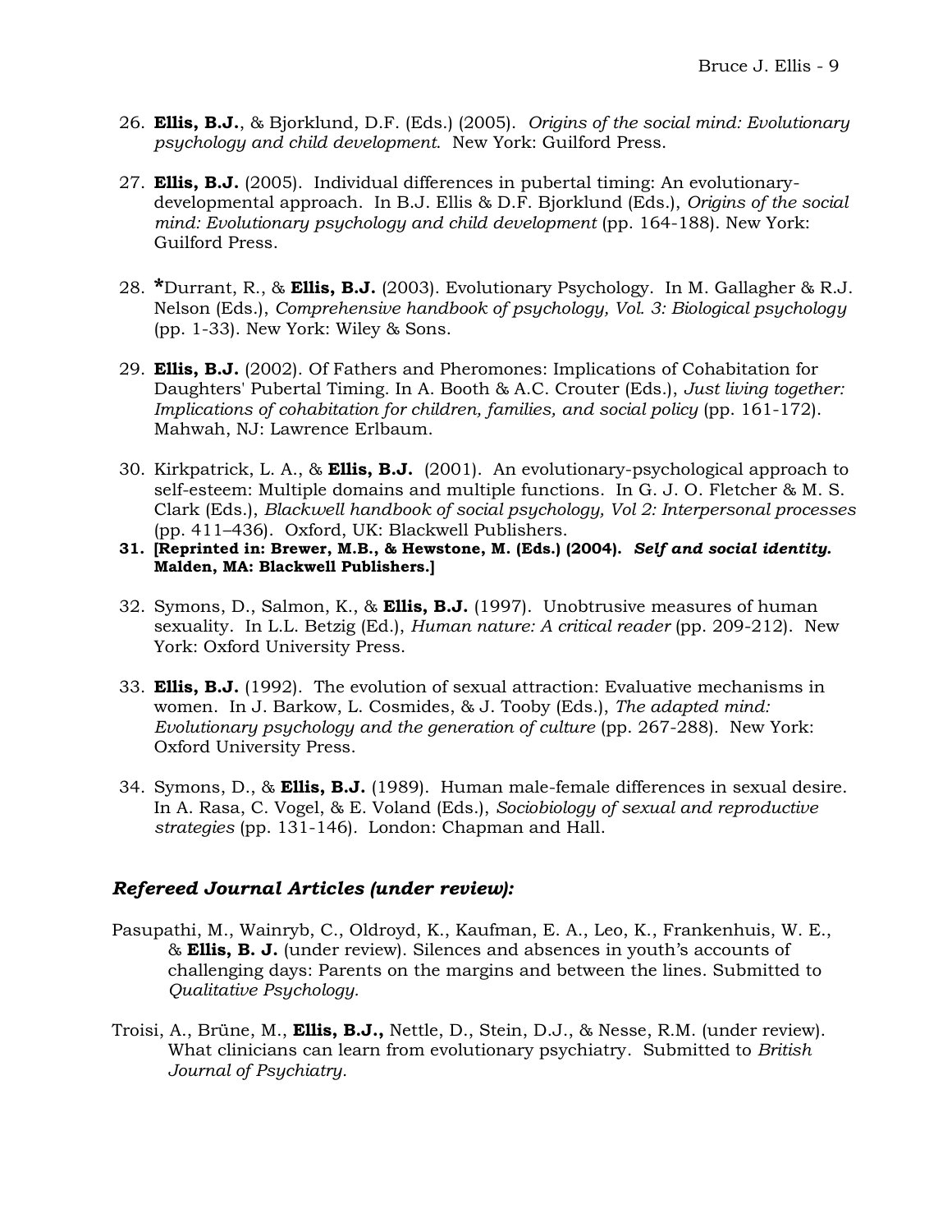26. **Ellis, B.J.**, & Bjorklund, D.F. (Eds.) (2005). *Origins of the social mind: Evolutionary psychology and child development*. New York: Guilford Press.

27. **Ellis, B.J.** (2005). Individual differences in pubertal timing: An evolutionary-developmental approach. In B.J. Ellis & D.F. Bjorklund (Eds.), *Origins of the social mind: Evolutionary psychology and child development* (pp. 164-188). New York: Guilford Press.

28. ***Durrant, R., & **Ellis, B.J.** (2003). Evolutionary Psychology. In M. Gallagher & R.J. Nelson (Eds.), *Comprehensive handbook of psychology, Vol. 3: Biological psychology* (pp. 1-33). New York: Wiley & Sons.

29. **Ellis, B.J.** (2002). Of Fathers and Pheromones: Implications of Cohabitation for Daughters' Pubertal Timing. In A. Booth & A.C. Crouter (Eds.), *Just living together: Implications of cohabitation for children, families, and social policy* (pp. 161-172). Mahwah, NJ: Lawrence Erlbaum.

30. Kirkpatrick, L. A., & **Ellis, B.J.** (2001). An evolutionary-psychological approach to self-esteem: Multiple domains and multiple functions. In G. J. O. Fletcher & M. S. Clark (Eds.), *Blackwell handbook of social psychology, Vol 2: Interpersonal processes* (pp. 411–436). Oxford, UK: Blackwell Publishers.

31. **[Reprinted in: Brewer, M.B., & Hewstone, M. (Eds.) (2004).** ***Self and social identity.*** **Malden, MA: Blackwell Publishers.]**

32. Symons, D., Salmon, K., & **Ellis, B.J.** (1997). Unobtrusive measures of human sexuality. In L.L. Betzig (Ed.), *Human nature: A critical reader* (pp. 209-212). New York: Oxford University Press.

33. **Ellis, B.J.** (1992). The evolution of sexual attraction: Evaluative mechanisms in women. In J. Barkow, L. Cosmides, & J. Tooby (Eds.), *The adapted mind: Evolutionary psychology and the generation of culture* (pp. 267-288). New York: Oxford University Press.

34. Symons, D., & **Ellis, B.J.** (1989). Human male-female differences in sexual desire. In A. Rasa, C. Vogel, & E. Voland (Eds.), *Sociobiology of sexual and reproductive strategies* (pp. 131-146). London: Chapman and Hall.

### *Refereed Journal Articles (under review):*

Pasupathi, M., Wainryb, C., Oldroyd, K., Kaufman, E. A., Leo, K., Frankenhuis, W. E., & **Ellis, B. J.** (under review). Silences and absences in youth's accounts of challenging days: Parents on the margins and between the lines. Submitted to *Qualitative Psychology.*

Troisi, A., Brüne, M., **Ellis, B.J.,** Nettle, D., Stein, D.J., & Nesse, R.M. (under review). What clinicians can learn from evolutionary psychiatry. Submitted to *British Journal of Psychiatry.*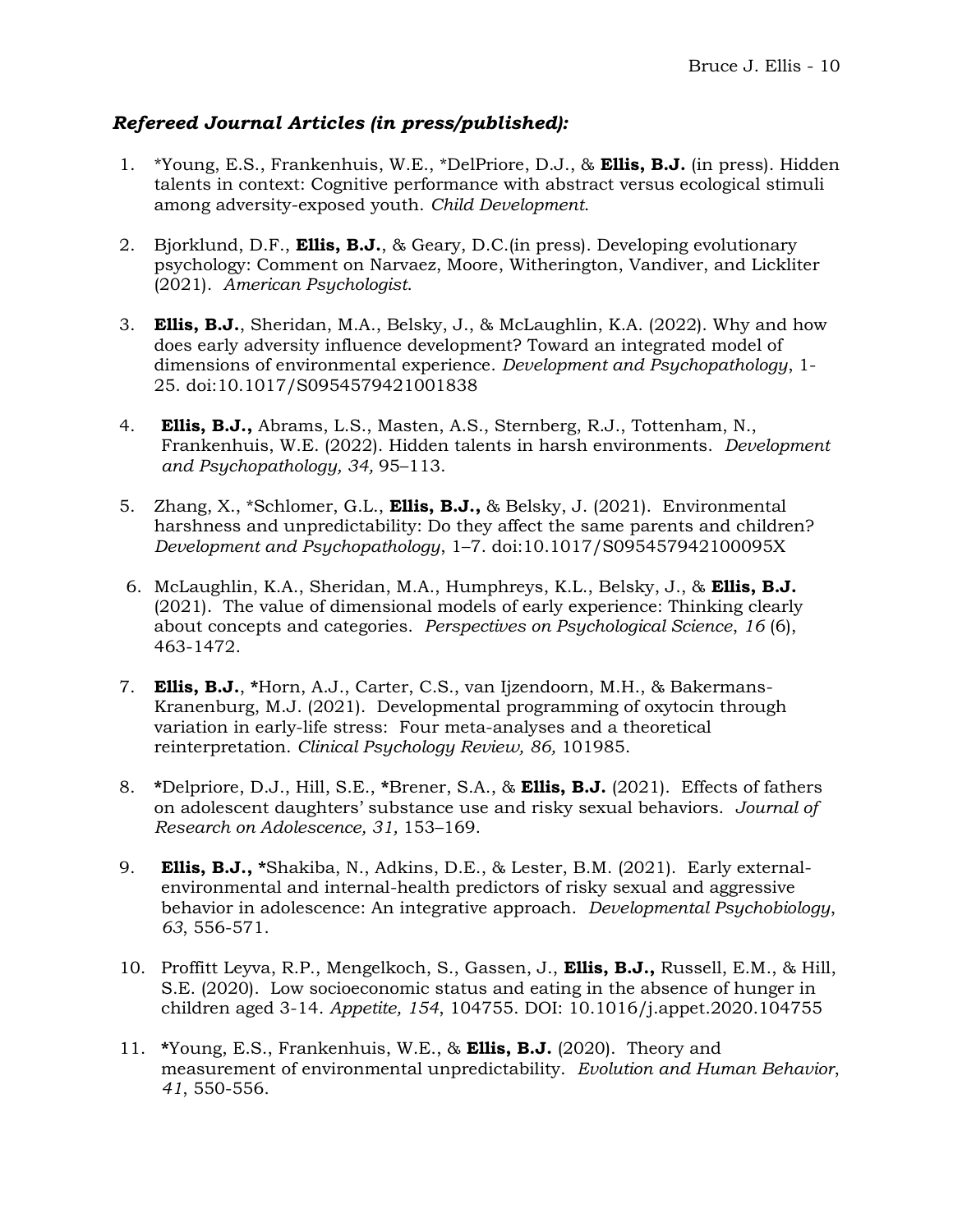### ***Refereed Journal Articles (in press/published):***

1. *Young, E.S., Frankenhuis, W.E., *DelPriore, D.J., & **Ellis, B.J.** (in press). Hidden talents in context: Cognitive performance with abstract versus ecological stimuli among adversity-exposed youth. *Child Development*.

2. Bjorklund, D.F., **Ellis, B.J.**, & Geary, D.C.(in press). Developing evolutionary psychology: Comment on Narvaez, Moore, Witherington, Vandiver, and Lickliter (2021). *American Psychologist*.

3. **Ellis, B.J.**, Sheridan, M.A., Belsky, J., & McLaughlin, K.A. (2022). Why and how does early adversity influence development? Toward an integrated model of dimensions of environmental experience. *Development and Psychopathology*, 1-25. doi:10.1017/S0954579421001838

4. **Ellis, B.J.,** Abrams, L.S., Masten, A.S., Sternberg, R.J., Tottenham, N., Frankenhuis, W.E. (2022). Hidden talents in harsh environments. *Development and Psychopathology, 34,* 95–113.

5. Zhang, X., *Schlomer, G.L., **Ellis, B.J.,** & Belsky, J. (2021). Environmental harshness and unpredictability: Do they affect the same parents and children? *Development and Psychopathology*, 1–7. doi:10.1017/S095457942100095X

6. McLaughlin, K.A., Sheridan, M.A., Humphreys, K.L., Belsky, J., & **Ellis, B.J.** (2021). The value of dimensional models of early experience: Thinking clearly about concepts and categories. *Perspectives on Psychological Science*, *16* (6), 463-1472.

7. **Ellis, B.J.**, *Horn, A.J., Carter, C.S., van Ijzendoorn, M.H., & Bakermans-Kranenburg, M.J. (2021). Developmental programming of oxytocin through variation in early-life stress: Four meta-analyses and a theoretical reinterpretation. *Clinical Psychology Review, 86,* 101985.

8. *Delpriore, D.J., Hill, S.E., *Brener, S.A., & **Ellis, B.J.** (2021). Effects of fathers on adolescent daughters' substance use and risky sexual behaviors. *Journal of Research on Adolescence, 31,* 153–169.

9. **Ellis, B.J.,** *Shakiba, N., Adkins, D.E., & Lester, B.M. (2021). Early external-environmental and internal-health predictors of risky sexual and aggressive behavior in adolescence: An integrative approach. *Developmental Psychobiology*, *63*, 556-571.

10. Proffitt Leyva, R.P., Mengelkoch, S., Gassen, J., **Ellis, B.J.,** Russell, E.M., & Hill, S.E. (2020). Low socioeconomic status and eating in the absence of hunger in children aged 3-14. *Appetite, 154*, 104755. DOI: 10.1016/j.appet.2020.104755

11. *Young, E.S., Frankenhuis, W.E., & **Ellis, B.J.** (2020). Theory and measurement of environmental unpredictability. *Evolution and Human Behavior*, *41*, 550-556.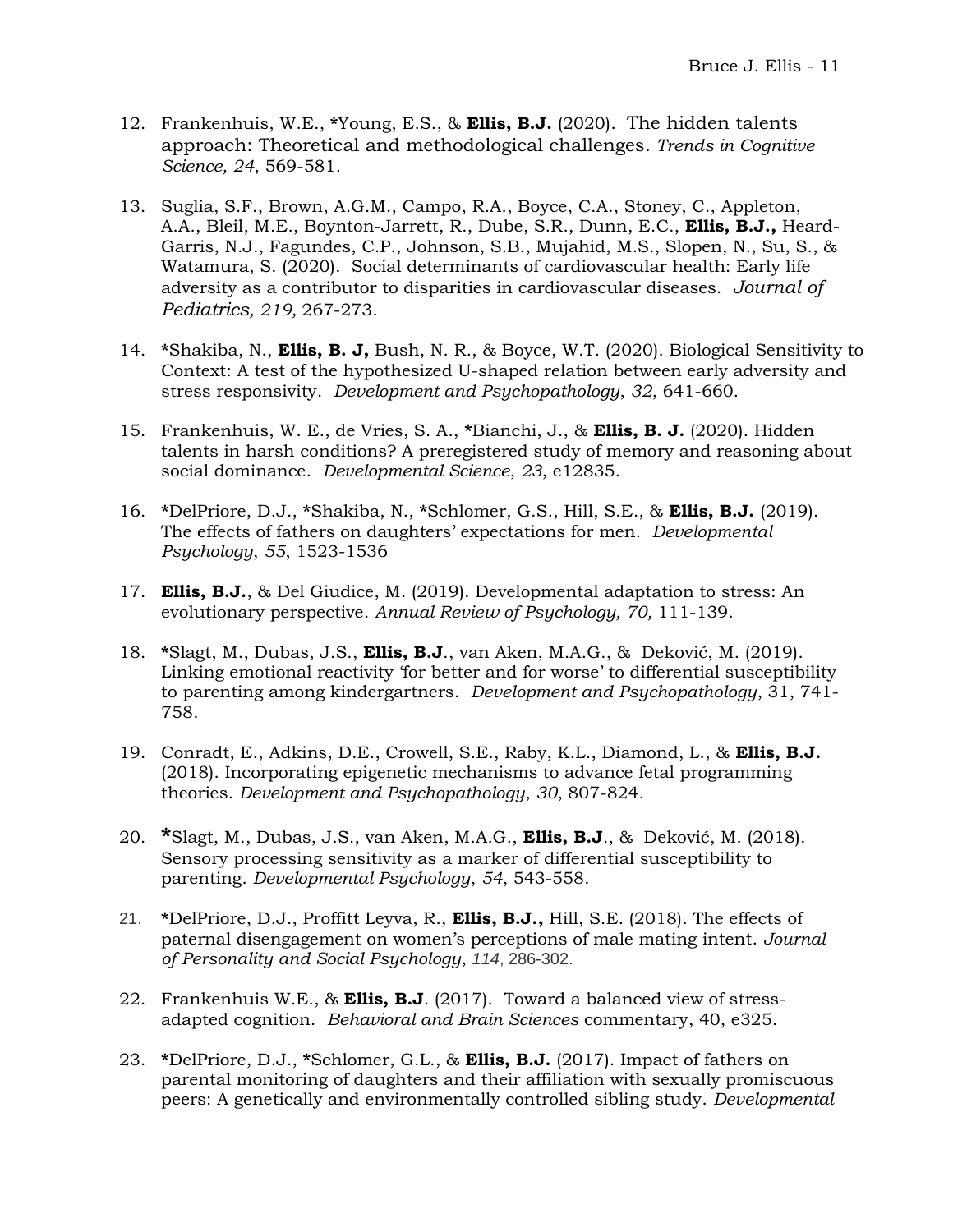12. Frankenhuis, W.E., *Young, E.S., & **Ellis, B.J.** (2020). The hidden talents approach: Theoretical and methodological challenges. *Trends in Cognitive Science, 24*, 569-581.

13. Suglia, S.F., Brown, A.G.M., Campo, R.A., Boyce, C.A., Stoney, C., Appleton, A.A., Bleil, M.E., Boynton-Jarrett, R., Dube, S.R., Dunn, E.C., **Ellis, B.J.,** Heard-Garris, N.J., Fagundes, C.P., Johnson, S.B., Mujahid, M.S., Slopen, N., Su, S., & Watamura, S. (2020). Social determinants of cardiovascular health: Early life adversity as a contributor to disparities in cardiovascular diseases. *Journal of Pediatrics, 219,* 267-273.

14. *Shakiba, N., **Ellis, B. J,** Bush, N. R., & Boyce, W.T. (2020). Biological Sensitivity to Context: A test of the hypothesized U-shaped relation between early adversity and stress responsivity. *Development and Psychopathology*, *32*, 641-660.

15. Frankenhuis, W. E., de Vries, S. A., *Bianchi, J., & **Ellis, B. J.** (2020). Hidden talents in harsh conditions? A preregistered study of memory and reasoning about social dominance. *Developmental Science*, *23*, e12835.

16. *DelPriore, D.J., *Shakiba, N., *Schlomer, G.S., Hill, S.E., & **Ellis, B.J.** (2019). The effects of fathers on daughters' expectations for men. *Developmental Psychology*, *55*, 1523-1536

17. **Ellis, B.J.**, & Del Giudice, M. (2019). Developmental adaptation to stress: An evolutionary perspective. *Annual Review of Psychology, 70,* 111-139.

18. *Slagt, M., Dubas, J.S., **Ellis, B.J**., van Aken, M.A.G., & Deković, M. (2019). Linking emotional reactivity 'for better and for worse' to differential susceptibility to parenting among kindergartners. *Development and Psychopathology*, 31, 741-758.

19. Conradt, E., Adkins, D.E., Crowell, S.E., Raby, K.L., Diamond, L., & **Ellis, B.J.** (2018). Incorporating epigenetic mechanisms to advance fetal programming theories. *Development and Psychopathology*, *30*, 807-824.

20. *Slagt, M., Dubas, J.S., van Aken, M.A.G., **Ellis, B.J**., & Deković, M. (2018). Sensory processing sensitivity as a marker of differential susceptibility to parenting. *Developmental Psychology*, *54*, 543-558.

21. *DelPriore, D.J., Proffitt Leyva, R., **Ellis, B.J.,** Hill, S.E. (2018). The effects of paternal disengagement on women's perceptions of male mating intent. *Journal of Personality and Social Psychology*, *114*, 286-302.

22. Frankenhuis W.E., & **Ellis, B.J**. (2017). Toward a balanced view of stress-adapted cognition. *Behavioral and Brain Sciences* commentary, 40, e325.

23. *DelPriore, D.J., *Schlomer, G.L., & **Ellis, B.J.** (2017). Impact of fathers on parental monitoring of daughters and their affiliation with sexually promiscuous peers: A genetically and environmentally controlled sibling study. *Developmental*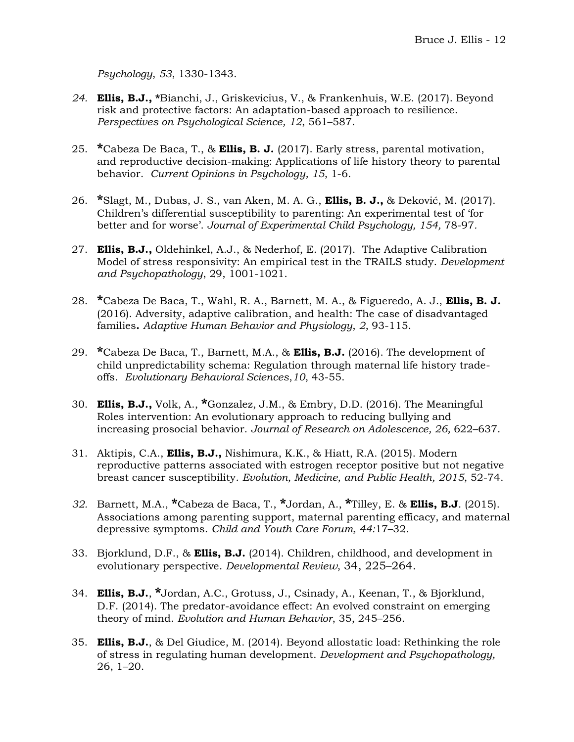*Psychology*, *53*, 1330-1343.

24. **Ellis, B.J.,** *Bianchi, J., Griskevicius, V., & Frankenhuis, W.E. (2017). Beyond risk and protective factors: An adaptation-based approach to resilience. *Perspectives on Psychological Science, 12*, 561–587.

25. *Cabeza De Baca, T., & **Ellis, B. J.** (2017). Early stress, parental motivation, and reproductive decision-making: Applications of life history theory to parental behavior. *Current Opinions in Psychology, 15*, 1-6.

26. *Slagt, M., Dubas, J. S., van Aken, M. A. G., **Ellis, B. J.,** & Deković, M. (2017). Children's differential susceptibility to parenting: An experimental test of 'for better and for worse'. *Journal of Experimental Child Psychology, 154,* 78-97.

27. **Ellis, B.J.,** Oldehinkel, A.J., & Nederhof, E. (2017). The Adaptive Calibration Model of stress responsivity: An empirical test in the TRAILS study. *Development and Psychopathology*, 29, 1001-1021.

28. *Cabeza De Baca, T., Wahl, R. A., Barnett, M. A., & Figueredo, A. J., **Ellis, B. J.** (2016). Adversity, adaptive calibration, and health: The case of disadvantaged families**.** *Adaptive Human Behavior and Physiology*, *2*, 93-115.

29. *Cabeza De Baca, T., Barnett, M.A., & **Ellis, B.J.** (2016). The development of child unpredictability schema: Regulation through maternal life history trade-offs. *Evolutionary Behavioral Sciences*,*10*, 43-55.

30. **Ellis, B.J.,** Volk, A., *Gonzalez, J.M., & Embry, D.D. (2016). The Meaningful Roles intervention: An evolutionary approach to reducing bullying and increasing prosocial behavior. *Journal of Research on Adolescence, 26,* 622–637.

31. Aktipis, C.A., **Ellis, B.J.,** Nishimura, K.K., & Hiatt, R.A. (2015). Modern reproductive patterns associated with estrogen receptor positive but not negative breast cancer susceptibility. *Evolution, Medicine, and Public Health, 2015*, 52-74.

32. Barnett, M.A., *Cabeza de Baca, T., *Jordan, A., *Tilley, E. & **Ellis, B.J**. (2015). Associations among parenting support, maternal parenting efficacy, and maternal depressive symptoms. *Child and Youth Care Forum, 44:*17–32.

33. Bjorklund, D.F., & **Ellis, B.J.** (2014). Children, childhood, and development in evolutionary perspective. *Developmental Review*, 34, 225–264.

34. **Ellis, B.J.**, *Jordan, A.C., Grotuss, J., Csinady, A., Keenan, T., & Bjorklund, D.F. (2014). The predator-avoidance effect: An evolved constraint on emerging theory of mind. *Evolution and Human Behavior*, 35, 245–256.

35. **Ellis, B.J.**, & Del Giudice, M. (2014). Beyond allostatic load: Rethinking the role of stress in regulating human development. *Development and Psychopathology,* 26, 1–20.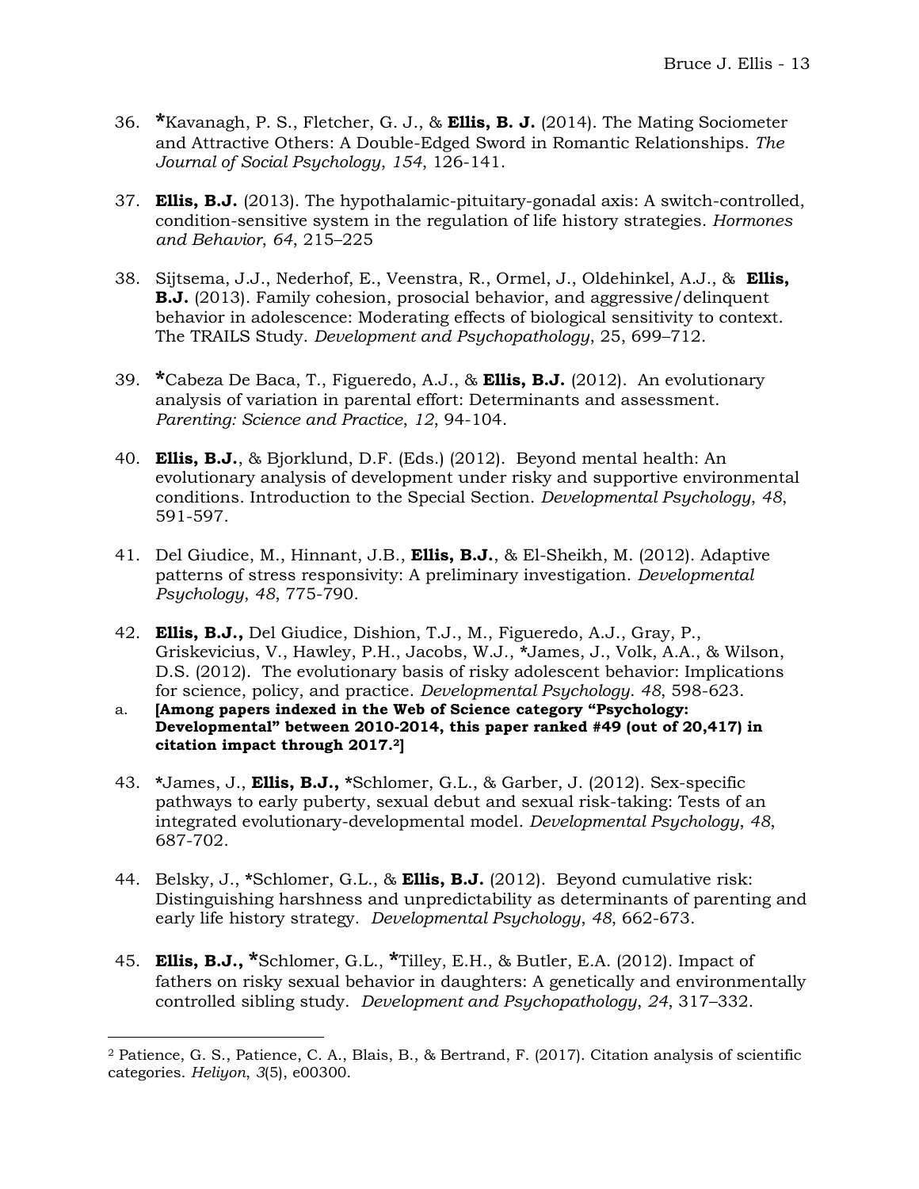36. *Kavanagh, P. S., Fletcher, G. J., & **Ellis, B. J.** (2014). The Mating Sociometer and Attractive Others: A Double-Edged Sword in Romantic Relationships. *The Journal of Social Psychology*, *154*, 126-141.

37. **Ellis, B.J.** (2013). The hypothalamic-pituitary-gonadal axis: A switch-controlled, condition-sensitive system in the regulation of life history strategies. *Hormones and Behavior*, *64*, 215–225

38. Sijtsema, J.J., Nederhof, E., Veenstra, R., Ormel, J., Oldehinkel, A.J., & **Ellis, B.J.** (2013). Family cohesion, prosocial behavior, and aggressive/delinquent behavior in adolescence: Moderating effects of biological sensitivity to context. The TRAILS Study. *Development and Psychopathology*, 25, 699–712.

39. *Cabeza De Baca, T., Figueredo, A.J., & **Ellis, B.J.** (2012). An evolutionary analysis of variation in parental effort: Determinants and assessment. *Parenting: Science and Practice*, *12*, 94-104.

40. **Ellis, B.J.**, & Bjorklund, D.F. (Eds.) (2012). Beyond mental health: An evolutionary analysis of development under risky and supportive environmental conditions. Introduction to the Special Section. *Developmental Psychology*, *48*, 591-597.

41. Del Giudice, M., Hinnant, J.B., **Ellis, B.J.**, & El-Sheikh, M. (2012). Adaptive patterns of stress responsivity: A preliminary investigation. *Developmental Psychology*, *48*, 775-790.

42. **Ellis, B.J.,** Del Giudice, Dishion, T.J., M., Figueredo, A.J., Gray, P., Griskevicius, V., Hawley, P.H., Jacobs, W.J., *James, J., Volk, A.A., & Wilson, D.S. (2012). The evolutionary basis of risky adolescent behavior: Implications for science, policy, and practice. *Developmental Psychology*. *48*, 598-623.
    a. **[Among papers indexed in the Web of Science category "Psychology: Developmental" between 2010-2014, this paper ranked #49 (out of 20,417) in citation impact through 2017.[2]]**

43. *James, J., **Ellis, B.J.,** *Schlomer, G.L., & Garber, J. (2012). Sex-specific pathways to early puberty, sexual debut and sexual risk-taking: Tests of an integrated evolutionary-developmental model. *Developmental Psychology*, *48*, 687-702.

44. Belsky, J., *Schlomer, G.L., & **Ellis, B.J.** (2012). Beyond cumulative risk: Distinguishing harshness and unpredictability as determinants of parenting and early life history strategy. *Developmental Psychology*, *48*, 662-673.

45. **Ellis, B.J.,** *Schlomer, G.L., *Tilley, E.H., & Butler, E.A. (2012). Impact of fathers on risky sexual behavior in daughters: A genetically and environmentally controlled sibling study. *Development and Psychopathology*, *24*, 317–332.

---

[2] Patience, G. S., Patience, C. A., Blais, B., & Bertrand, F. (2017). Citation analysis of scientific categories. *Heliyon*, *3*(5), e00300.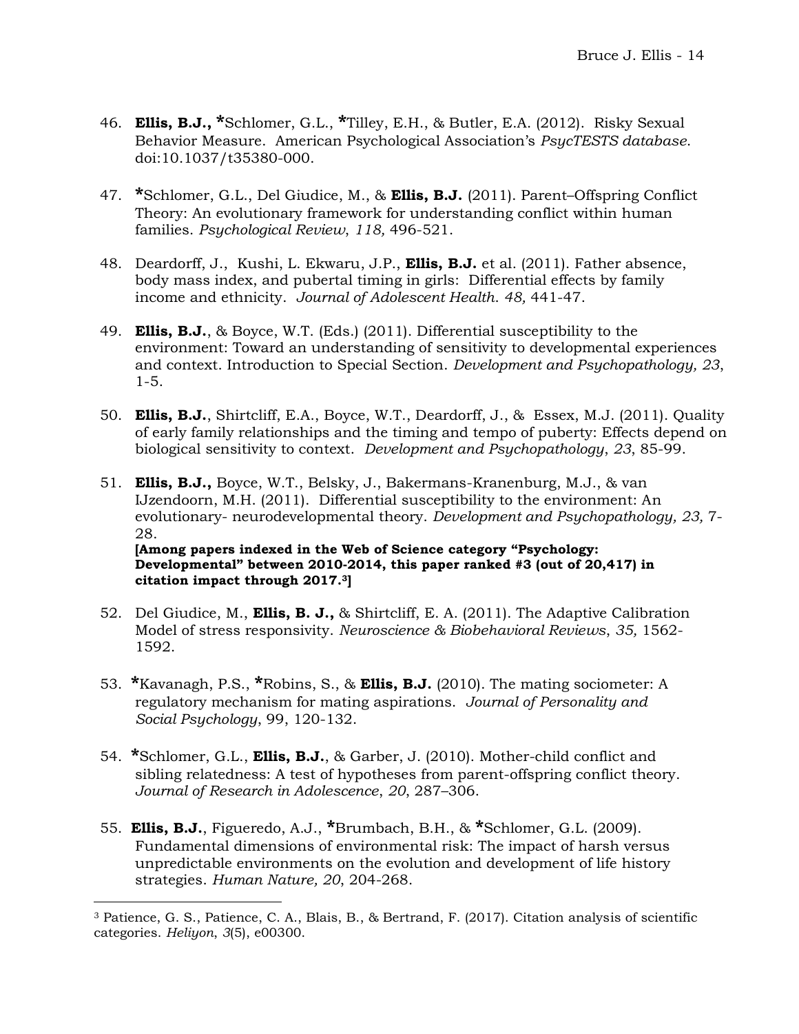46. **Ellis, B.J., ***Schlomer, G.L., ***Tilley, E.H., & Butler, E.A. (2012). Risky Sexual Behavior Measure. American Psychological Association's *PsycTESTS database*. doi:10.1037/t35380-000.

47. ***Schlomer, G.L., Del Giudice, M., & **Ellis, B.J.** (2011). Parent–Offspring Conflict Theory: An evolutionary framework for understanding conflict within human families. *Psychological Review, 118,* 496-521.

48. Deardorff, J., Kushi, L. Ekwaru, J.P., **Ellis, B.J.** et al. (2011). Father absence, body mass index, and pubertal timing in girls: Differential effects by family income and ethnicity. *Journal of Adolescent Health. 48,* 441-47.

49. **Ellis, B.J.**, & Boyce, W.T. (Eds.) (2011). Differential susceptibility to the environment: Toward an understanding of sensitivity to developmental experiences and context. Introduction to Special Section. *Development and Psychopathology, 23*, 1-5.

50. **Ellis, B.J.**, Shirtcliff, E.A., Boyce, W.T., Deardorff, J., & Essex, M.J. (2011). Quality of early family relationships and the timing and tempo of puberty: Effects depend on biological sensitivity to context. *Development and Psychopathology*, *23*, 85-99.

51. **Ellis, B.J.,** Boyce, W.T., Belsky, J., Bakermans-Kranenburg, M.J., & van IJzendoorn, M.H. (2011). Differential susceptibility to the environment: An evolutionary- neurodevelopmental theory. *Development and Psychopathology, 23,* 7-28.
**[Among papers indexed in the Web of Science category "Psychology: Developmental" between 2010-2014, this paper ranked #3 (out of 20,417) in citation impact through 2017.[3]]**

52. Del Giudice, M., **Ellis, B. J.,** & Shirtcliff, E. A. (2011). The Adaptive Calibration Model of stress responsivity. *Neuroscience & Biobehavioral Reviews*, *35,* 1562-1592.

53. ***Kavanagh, P.S., ***Robins, S., & **Ellis, B.J.** (2010). The mating sociometer: A regulatory mechanism for mating aspirations. *Journal of Personality and Social Psychology*, 99, 120-132.

54. ***Schlomer, G.L., **Ellis, B.J.**, & Garber, J. (2010). Mother-child conflict and sibling relatedness: A test of hypotheses from parent-offspring conflict theory. *Journal of Research in Adolescence*, *20*, 287–306.

55. **Ellis, B.J.**, Figueredo, A.J., ***Brumbach, B.H., & ***Schlomer, G.L. (2009). Fundamental dimensions of environmental risk: The impact of harsh versus unpredictable environments on the evolution and development of life history strategies. *Human Nature, 20*, 204-268.

---

[3] Patience, G. S., Patience, C. A., Blais, B., & Bertrand, F. (2017). Citation analysis of scientific categories. *Heliyon*, *3*(5), e00300.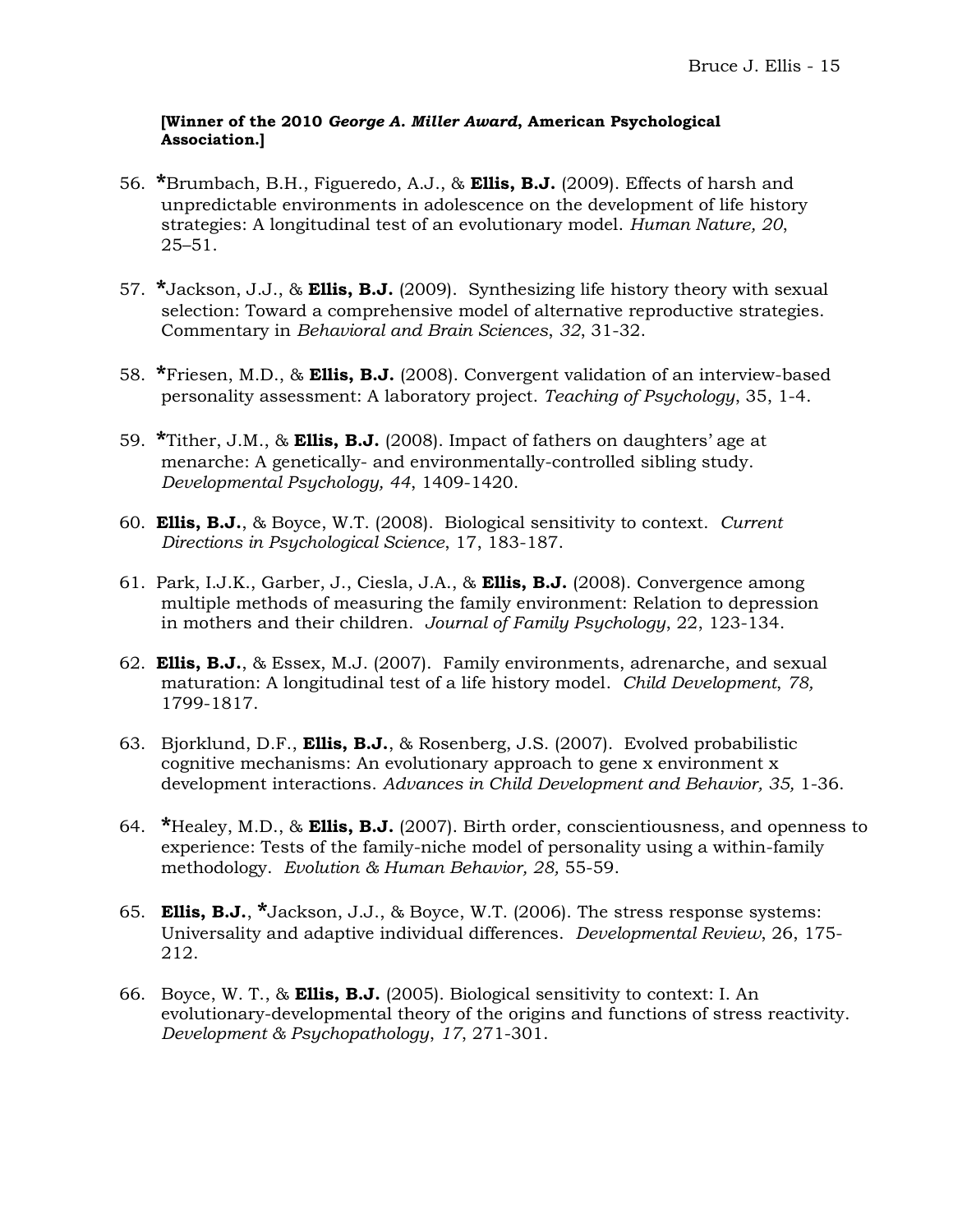**[Winner of the 2010 *George A. Miller Award*, American Psychological Association.]**

56. ***Brumbach, B.H., Figueredo, A.J., & **Ellis, B.J.** (2009). Effects of harsh and unpredictable environments in adolescence on the development of life history strategies: A longitudinal test of an evolutionary model. *Human Nature, 20*, 25–51.

57. ***Jackson, J.J., & **Ellis, B.J.** (2009). Synthesizing life history theory with sexual selection: Toward a comprehensive model of alternative reproductive strategies. Commentary in *Behavioral and Brain Sciences*, *32*, 31-32.

58. ***Friesen, M.D., & **Ellis, B.J.** (2008). Convergent validation of an interview-based personality assessment: A laboratory project. *Teaching of Psychology*, 35, 1-4.

59. ***Tither, J.M., & **Ellis, B.J.** (2008). Impact of fathers on daughters' age at menarche: A genetically- and environmentally-controlled sibling study. *Developmental Psychology, 44*, 1409-1420.

60. **Ellis, B.J.**, & Boyce, W.T. (2008). Biological sensitivity to context. *Current Directions in Psychological Science*, 17, 183-187.

61. Park, I.J.K., Garber, J., Ciesla, J.A., & **Ellis, B.J.** (2008). Convergence among multiple methods of measuring the family environment: Relation to depression in mothers and their children. *Journal of Family Psychology*, 22, 123-134.

62. **Ellis, B.J.**, & Essex, M.J. (2007). Family environments, adrenarche, and sexual maturation: A longitudinal test of a life history model. *Child Development*, *78,* 1799-1817.

63. Bjorklund, D.F., **Ellis, B.J.**, & Rosenberg, J.S. (2007). Evolved probabilistic cognitive mechanisms: An evolutionary approach to gene x environment x development interactions. *Advances in Child Development and Behavior, 35,* 1-36.

64. ***Healey, M.D., & **Ellis, B.J.** (2007). Birth order, conscientiousness, and openness to experience: Tests of the family-niche model of personality using a within-family methodology. *Evolution & Human Behavior, 28,* 55-59.

65. **Ellis, B.J.**, ***Jackson, J.J., & Boyce, W.T. (2006). The stress response systems: Universality and adaptive individual differences. *Developmental Review*, 26, 175-212.

66. Boyce, W. T., & **Ellis, B.J.** (2005). Biological sensitivity to context: I. An evolutionary-developmental theory of the origins and functions of stress reactivity. *Development & Psychopathology*, *17*, 271-301.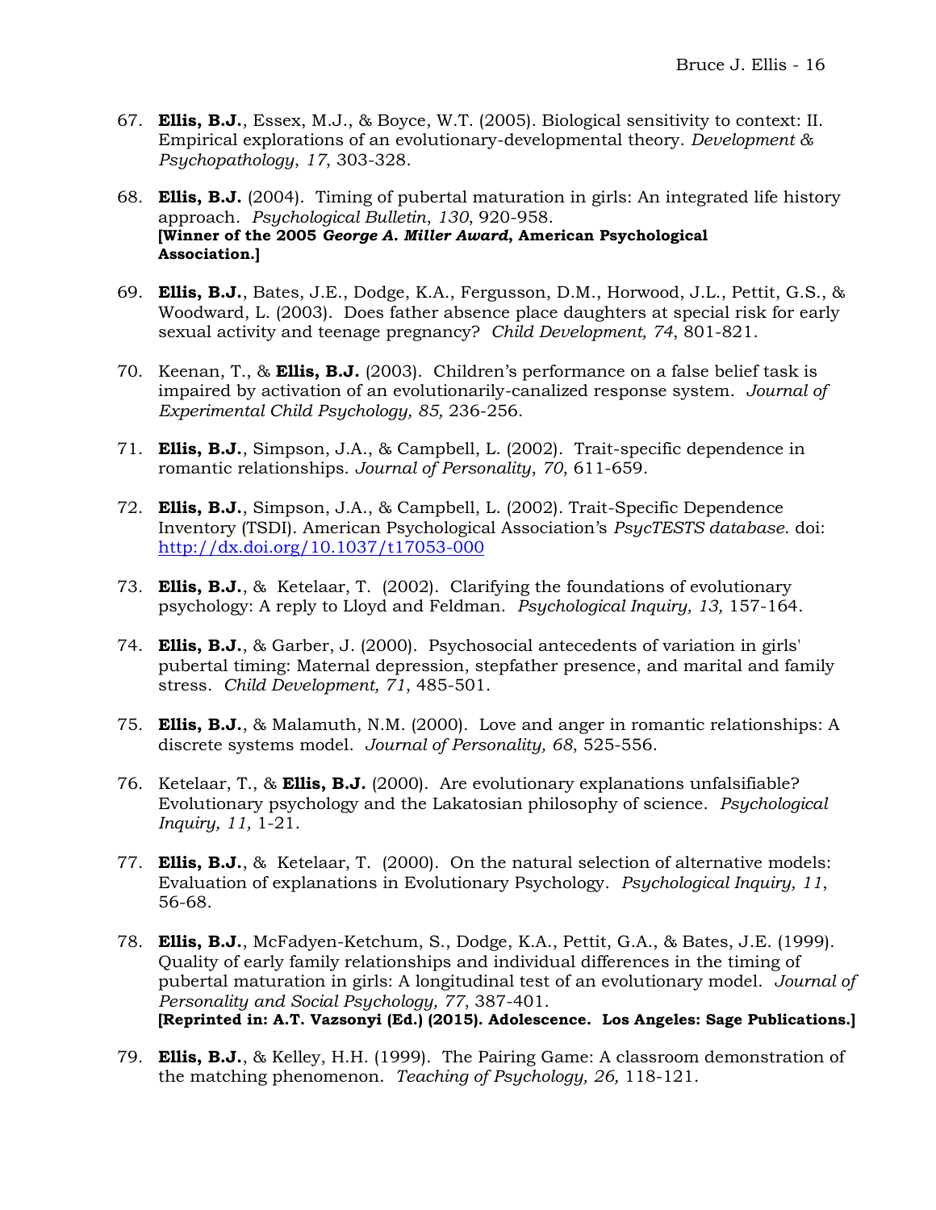67. **Ellis, B.J.**, Essex, M.J., & Boyce, W.T. (2005). Biological sensitivity to context: II. Empirical explorations of an evolutionary-developmental theory. *Development & Psychopathology*, *17*, 303-328.

68. **Ellis, B.J.** (2004). Timing of pubertal maturation in girls: An integrated life history approach. *Psychological Bulletin*, *130*, 920-958.
**[Winner of the 2005 *George A. Miller Award*, American Psychological Association.]**

69. **Ellis, B.J.**, Bates, J.E., Dodge, K.A., Fergusson, D.M., Horwood, J.L., Pettit, G.S., & Woodward, L. (2003). Does father absence place daughters at special risk for early sexual activity and teenage pregnancy? *Child Development, 74*, 801-821.

70. Keenan, T., & **Ellis, B.J.** (2003). Children's performance on a false belief task is impaired by activation of an evolutionarily-canalized response system. *Journal of Experimental Child Psychology, 85,* 236-256.

71. **Ellis, B.J.**, Simpson, J.A., & Campbell, L. (2002). Trait-specific dependence in romantic relationships. *Journal of Personality*, *70*, 611-659.

72. **Ellis, B.J.**, Simpson, J.A., & Campbell, L. (2002). Trait-Specific Dependence Inventory (TSDI). American Psychological Association's *PsycTESTS database*. doi: http://dx.doi.org/10.1037/t17053-000

73. **Ellis, B.J.**, & Ketelaar, T. (2002). Clarifying the foundations of evolutionary psychology: A reply to Lloyd and Feldman. *Psychological Inquiry, 13,* 157-164.

74. **Ellis, B.J.**, & Garber, J. (2000). Psychosocial antecedents of variation in girls' pubertal timing: Maternal depression, stepfather presence, and marital and family stress. *Child Development, 71*, 485-501.

75. **Ellis, B.J.**, & Malamuth, N.M. (2000). Love and anger in romantic relationships: A discrete systems model. *Journal of Personality, 68*, 525-556.

76. Ketelaar, T., & **Ellis, B.J.** (2000). Are evolutionary explanations unfalsifiable? Evolutionary psychology and the Lakatosian philosophy of science. *Psychological Inquiry, 11,* 1-21.

77. **Ellis, B.J.**, & Ketelaar, T. (2000). On the natural selection of alternative models: Evaluation of explanations in Evolutionary Psychology. *Psychological Inquiry, 11*, 56-68.

78. **Ellis, B.J.**, McFadyen-Ketchum, S., Dodge, K.A., Pettit, G.A., & Bates, J.E. (1999). Quality of early family relationships and individual differences in the timing of pubertal maturation in girls: A longitudinal test of an evolutionary model. *Journal of Personality and Social Psychology, 77*, 387-401.
**[Reprinted in: A.T. Vazsonyi (Ed.) (2015). Adolescence. Los Angeles: Sage Publications.]**

79. **Ellis, B.J.**, & Kelley, H.H. (1999). The Pairing Game: A classroom demonstration of the matching phenomenon. *Teaching of Psychology, 26,* 118-121.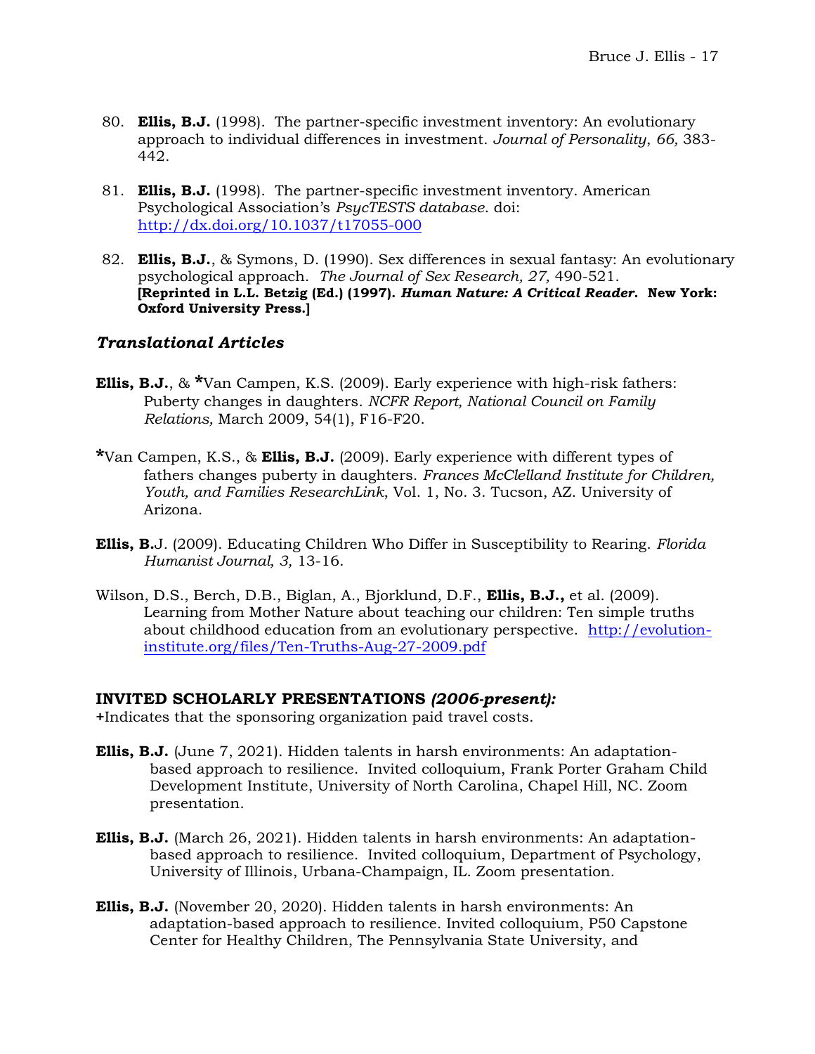80. **Ellis, B.J.** (1998). The partner-specific investment inventory: An evolutionary approach to individual differences in investment. *Journal of Personality*, *66,* 383-442.

81. **Ellis, B.J.** (1998). The partner-specific investment inventory. American Psychological Association's *PsycTESTS database*. doi: http://dx.doi.org/10.1037/t17055-000

82. **Ellis, B.J.**, & Symons, D. (1990). Sex differences in sexual fantasy: An evolutionary psychological approach. *The Journal of Sex Research, 27,* 490-521. **[Reprinted in L.L. Betzig (Ed.) (1997).** ***Human Nature: A Critical Reader.*** **New York: Oxford University Press.]**

### *Translational Articles*

**Ellis, B.J.**, & **\***Van Campen, K.S. (2009). Early experience with high-risk fathers: Puberty changes in daughters. *NCFR Report, National Council on Family Relations,* March 2009, 54(1), F16-F20.

**\***Van Campen, K.S., & **Ellis, B.J.** (2009). Early experience with different types of fathers changes puberty in daughters. *Frances McClelland Institute for Children, Youth, and Families ResearchLink*, Vol. 1, No. 3. Tucson, AZ. University of Arizona.

**Ellis, B.**J. (2009). Educating Children Who Differ in Susceptibility to Rearing. *Florida Humanist Journal, 3,* 13-16.

Wilson, D.S., Berch, D.B., Biglan, A., Bjorklund, D.F., **Ellis, B.J.,** et al. (2009). Learning from Mother Nature about teaching our children: Ten simple truths about childhood education from an evolutionary perspective. http://evolution-institute.org/files/Ten-Truths-Aug-27-2009.pdf

### INVITED SCHOLARLY PRESENTATIONS *(2006-present):*

+Indicates that the sponsoring organization paid travel costs.

**Ellis, B.J.** (June 7, 2021). Hidden talents in harsh environments: An adaptation-based approach to resilience. Invited colloquium, Frank Porter Graham Child Development Institute, University of North Carolina, Chapel Hill, NC. Zoom presentation.

**Ellis, B.J.** (March 26, 2021). Hidden talents in harsh environments: An adaptation-based approach to resilience. Invited colloquium, Department of Psychology, University of Illinois, Urbana-Champaign, IL. Zoom presentation.

**Ellis, B.J.** (November 20, 2020). Hidden talents in harsh environments: An adaptation-based approach to resilience. Invited colloquium, P50 Capstone Center for Healthy Children, The Pennsylvania State University, and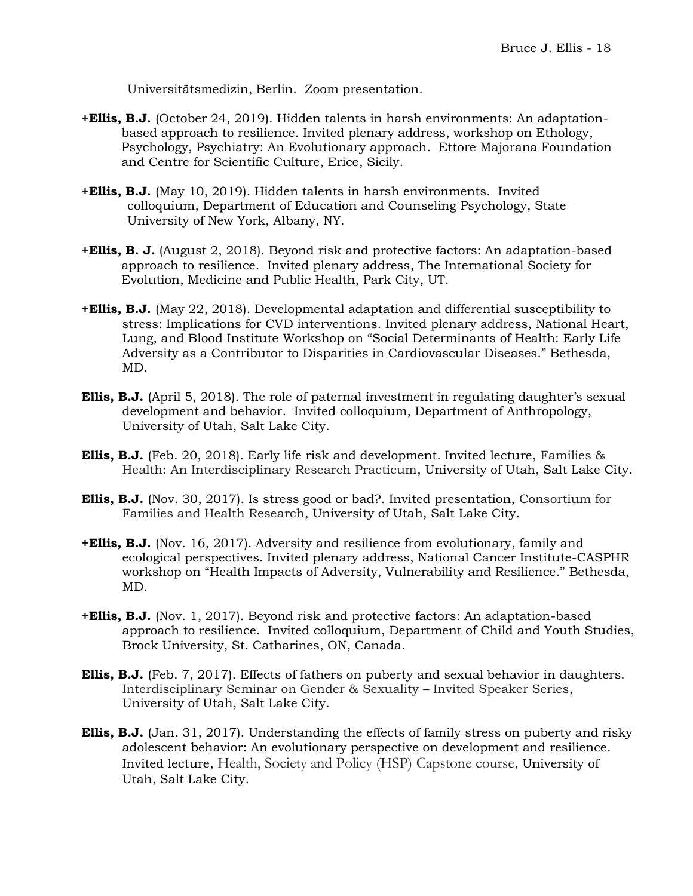Universitätsmedizin, Berlin. Zoom presentation.

**+Ellis, B.J.** (October 24, 2019). Hidden talents in harsh environments: An adaptation-based approach to resilience. Invited plenary address, workshop on Ethology, Psychology, Psychiatry: An Evolutionary approach. Ettore Majorana Foundation and Centre for Scientific Culture, Erice, Sicily.

**+Ellis, B.J.** (May 10, 2019). Hidden talents in harsh environments. Invited colloquium, Department of Education and Counseling Psychology, State University of New York, Albany, NY.

**+Ellis, B. J.** (August 2, 2018). Beyond risk and protective factors: An adaptation-based approach to resilience. Invited plenary address, The International Society for Evolution, Medicine and Public Health, Park City, UT.

**+Ellis, B.J.** (May 22, 2018). Developmental adaptation and differential susceptibility to stress: Implications for CVD interventions. Invited plenary address, National Heart, Lung, and Blood Institute Workshop on "Social Determinants of Health: Early Life Adversity as a Contributor to Disparities in Cardiovascular Diseases." Bethesda, MD.

**Ellis, B.J.** (April 5, 2018). The role of paternal investment in regulating daughter's sexual development and behavior. Invited colloquium, Department of Anthropology, University of Utah, Salt Lake City.

**Ellis, B.J.** (Feb. 20, 2018). Early life risk and development. Invited lecture, Families & Health: An Interdisciplinary Research Practicum, University of Utah, Salt Lake City.

**Ellis, B.J.** (Nov. 30, 2017). Is stress good or bad?. Invited presentation, Consortium for Families and Health Research, University of Utah, Salt Lake City.

**+Ellis, B.J.** (Nov. 16, 2017). Adversity and resilience from evolutionary, family and ecological perspectives. Invited plenary address, National Cancer Institute-CASPHR workshop on "Health Impacts of Adversity, Vulnerability and Resilience." Bethesda, MD.

**+Ellis, B.J.** (Nov. 1, 2017). Beyond risk and protective factors: An adaptation-based approach to resilience. Invited colloquium, Department of Child and Youth Studies, Brock University, St. Catharines, ON, Canada.

**Ellis, B.J.** (Feb. 7, 2017). Effects of fathers on puberty and sexual behavior in daughters. Interdisciplinary Seminar on Gender & Sexuality – Invited Speaker Series, University of Utah, Salt Lake City.

**Ellis, B.J.** (Jan. 31, 2017). Understanding the effects of family stress on puberty and risky adolescent behavior: An evolutionary perspective on development and resilience. Invited lecture, Health, Society and Policy (HSP) Capstone course, University of Utah, Salt Lake City.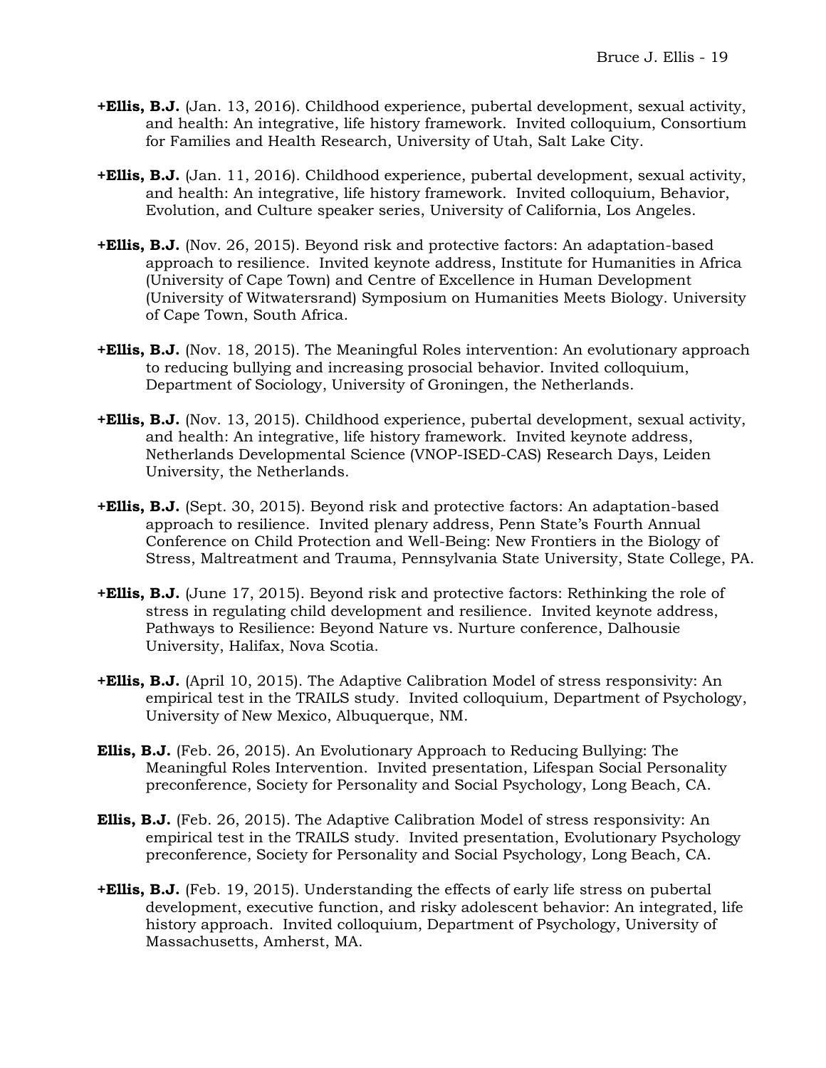**+Ellis, B.J.** (Jan. 13, 2016). Childhood experience, pubertal development, sexual activity, and health: An integrative, life history framework. Invited colloquium, Consortium for Families and Health Research, University of Utah, Salt Lake City.

**+Ellis, B.J.** (Jan. 11, 2016). Childhood experience, pubertal development, sexual activity, and health: An integrative, life history framework. Invited colloquium, Behavior, Evolution, and Culture speaker series, University of California, Los Angeles.

**+Ellis, B.J.** (Nov. 26, 2015). Beyond risk and protective factors: An adaptation-based approach to resilience. Invited keynote address, Institute for Humanities in Africa (University of Cape Town) and Centre of Excellence in Human Development (University of Witwatersrand) Symposium on Humanities Meets Biology. University of Cape Town, South Africa.

**+Ellis, B.J.** (Nov. 18, 2015). The Meaningful Roles intervention: An evolutionary approach to reducing bullying and increasing prosocial behavior. Invited colloquium, Department of Sociology, University of Groningen, the Netherlands.

**+Ellis, B.J.** (Nov. 13, 2015). Childhood experience, pubertal development, sexual activity, and health: An integrative, life history framework. Invited keynote address, Netherlands Developmental Science (VNOP-ISED-CAS) Research Days, Leiden University, the Netherlands.

**+Ellis, B.J.** (Sept. 30, 2015). Beyond risk and protective factors: An adaptation-based approach to resilience. Invited plenary address, Penn State's Fourth Annual Conference on Child Protection and Well-Being: New Frontiers in the Biology of Stress, Maltreatment and Trauma, Pennsylvania State University, State College, PA.

**+Ellis, B.J.** (June 17, 2015). Beyond risk and protective factors: Rethinking the role of stress in regulating child development and resilience. Invited keynote address, Pathways to Resilience: Beyond Nature vs. Nurture conference, Dalhousie University, Halifax, Nova Scotia.

**+Ellis, B.J.** (April 10, 2015). The Adaptive Calibration Model of stress responsivity: An empirical test in the TRAILS study. Invited colloquium, Department of Psychology, University of New Mexico, Albuquerque, NM.

**Ellis, B.J.** (Feb. 26, 2015). An Evolutionary Approach to Reducing Bullying: The Meaningful Roles Intervention. Invited presentation, Lifespan Social Personality preconference, Society for Personality and Social Psychology, Long Beach, CA.

**Ellis, B.J.** (Feb. 26, 2015). The Adaptive Calibration Model of stress responsivity: An empirical test in the TRAILS study. Invited presentation, Evolutionary Psychology preconference, Society for Personality and Social Psychology, Long Beach, CA.

**+Ellis, B.J.** (Feb. 19, 2015). Understanding the effects of early life stress on pubertal development, executive function, and risky adolescent behavior: An integrated, life history approach. Invited colloquium, Department of Psychology, University of Massachusetts, Amherst, MA.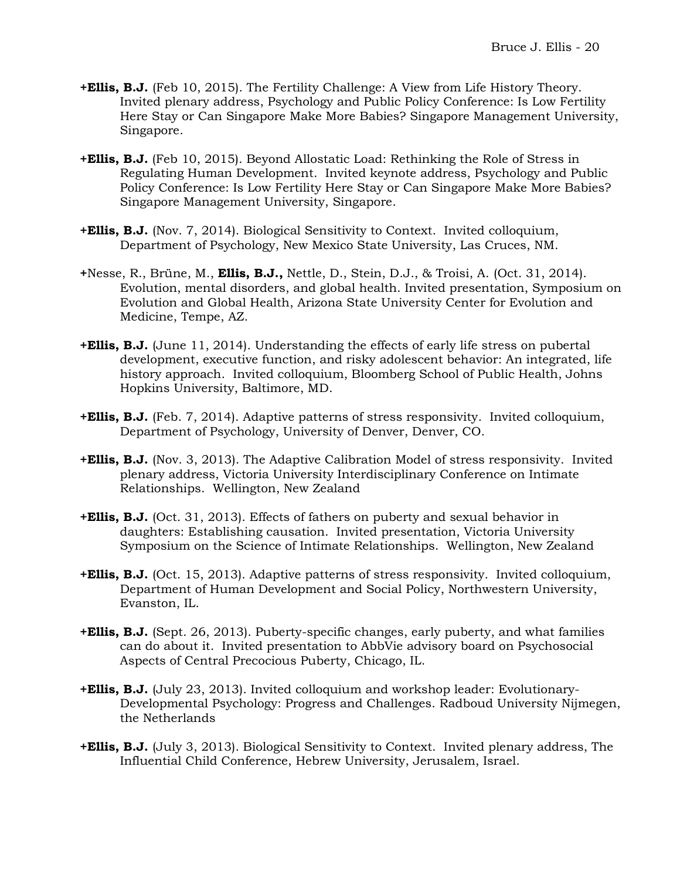**+Ellis, B.J.** (Feb 10, 2015). The Fertility Challenge: A View from Life History Theory. Invited plenary address, Psychology and Public Policy Conference: Is Low Fertility Here Stay or Can Singapore Make More Babies? Singapore Management University, Singapore.

**+Ellis, B.J.** (Feb 10, 2015). Beyond Allostatic Load: Rethinking the Role of Stress in Regulating Human Development. Invited keynote address, Psychology and Public Policy Conference: Is Low Fertility Here Stay or Can Singapore Make More Babies? Singapore Management University, Singapore.

**+Ellis, B.J.** (Nov. 7, 2014). Biological Sensitivity to Context. Invited colloquium, Department of Psychology, New Mexico State University, Las Cruces, NM.

+Nesse, R., Brüne, M., **Ellis, B.J.,** Nettle, D., Stein, D.J., & Troisi, A. (Oct. 31, 2014). Evolution, mental disorders, and global health. Invited presentation, Symposium on Evolution and Global Health, Arizona State University Center for Evolution and Medicine, Tempe, AZ.

**+Ellis, B.J.** (June 11, 2014). Understanding the effects of early life stress on pubertal development, executive function, and risky adolescent behavior: An integrated, life history approach. Invited colloquium, Bloomberg School of Public Health, Johns Hopkins University, Baltimore, MD.

**+Ellis, B.J.** (Feb. 7, 2014). Adaptive patterns of stress responsivity. Invited colloquium, Department of Psychology, University of Denver, Denver, CO.

**+Ellis, B.J.** (Nov. 3, 2013). The Adaptive Calibration Model of stress responsivity. Invited plenary address, Victoria University Interdisciplinary Conference on Intimate Relationships. Wellington, New Zealand

**+Ellis, B.J.** (Oct. 31, 2013). Effects of fathers on puberty and sexual behavior in daughters: Establishing causation. Invited presentation, Victoria University Symposium on the Science of Intimate Relationships. Wellington, New Zealand

**+Ellis, B.J.** (Oct. 15, 2013). Adaptive patterns of stress responsivity. Invited colloquium, Department of Human Development and Social Policy, Northwestern University, Evanston, IL.

**+Ellis, B.J.** (Sept. 26, 2013). Puberty-specific changes, early puberty, and what families can do about it. Invited presentation to AbbVie advisory board on Psychosocial Aspects of Central Precocious Puberty, Chicago, IL.

**+Ellis, B.J.** (July 23, 2013). Invited colloquium and workshop leader: Evolutionary-Developmental Psychology: Progress and Challenges. Radboud University Nijmegen, the Netherlands

**+Ellis, B.J.** (July 3, 2013). Biological Sensitivity to Context. Invited plenary address, The Influential Child Conference, Hebrew University, Jerusalem, Israel.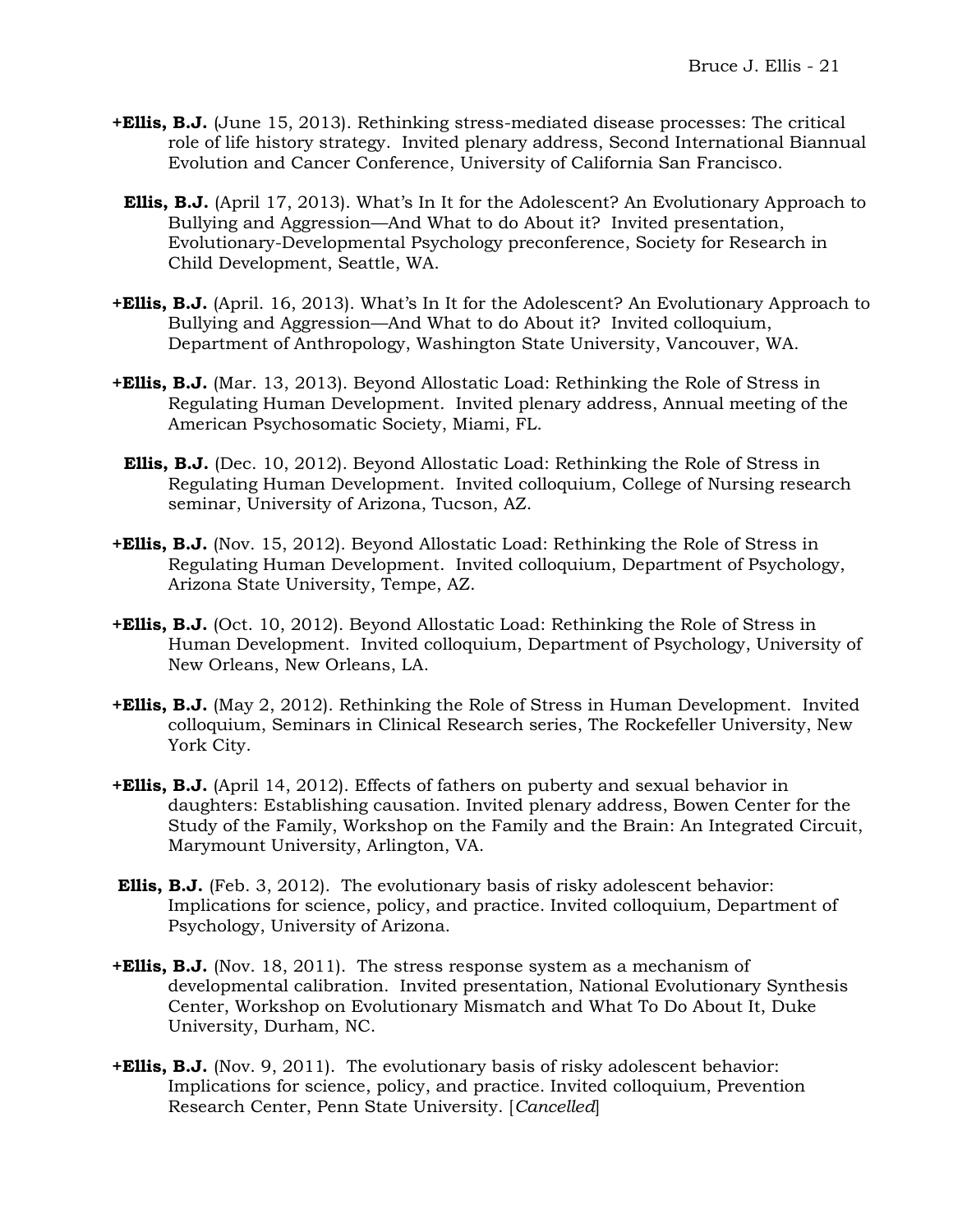**+Ellis, B.J.** (June 15, 2013). Rethinking stress-mediated disease processes: The critical role of life history strategy. Invited plenary address, Second International Biannual Evolution and Cancer Conference, University of California San Francisco.

**Ellis, B.J.** (April 17, 2013). What's In It for the Adolescent? An Evolutionary Approach to Bullying and Aggression—And What to do About it? Invited presentation, Evolutionary-Developmental Psychology preconference, Society for Research in Child Development, Seattle, WA.

**+Ellis, B.J.** (April. 16, 2013). What's In It for the Adolescent? An Evolutionary Approach to Bullying and Aggression—And What to do About it? Invited colloquium, Department of Anthropology, Washington State University, Vancouver, WA.

**+Ellis, B.J.** (Mar. 13, 2013). Beyond Allostatic Load: Rethinking the Role of Stress in Regulating Human Development. Invited plenary address, Annual meeting of the American Psychosomatic Society, Miami, FL.

**Ellis, B.J.** (Dec. 10, 2012). Beyond Allostatic Load: Rethinking the Role of Stress in Regulating Human Development. Invited colloquium, College of Nursing research seminar, University of Arizona, Tucson, AZ.

**+Ellis, B.J.** (Nov. 15, 2012). Beyond Allostatic Load: Rethinking the Role of Stress in Regulating Human Development. Invited colloquium, Department of Psychology, Arizona State University, Tempe, AZ.

**+Ellis, B.J.** (Oct. 10, 2012). Beyond Allostatic Load: Rethinking the Role of Stress in Human Development. Invited colloquium, Department of Psychology, University of New Orleans, New Orleans, LA.

**+Ellis, B.J.** (May 2, 2012). Rethinking the Role of Stress in Human Development. Invited colloquium, Seminars in Clinical Research series, The Rockefeller University, New York City.

**+Ellis, B.J.** (April 14, 2012). Effects of fathers on puberty and sexual behavior in daughters: Establishing causation. Invited plenary address, Bowen Center for the Study of the Family, Workshop on the Family and the Brain: An Integrated Circuit, Marymount University, Arlington, VA.

**Ellis, B.J.** (Feb. 3, 2012). The evolutionary basis of risky adolescent behavior: Implications for science, policy, and practice. Invited colloquium, Department of Psychology, University of Arizona.

**+Ellis, B.J.** (Nov. 18, 2011). The stress response system as a mechanism of developmental calibration. Invited presentation, National Evolutionary Synthesis Center, Workshop on Evolutionary Mismatch and What To Do About It, Duke University, Durham, NC.

**+Ellis, B.J.** (Nov. 9, 2011). The evolutionary basis of risky adolescent behavior: Implications for science, policy, and practice. Invited colloquium, Prevention Research Center, Penn State University. [*Cancelled*]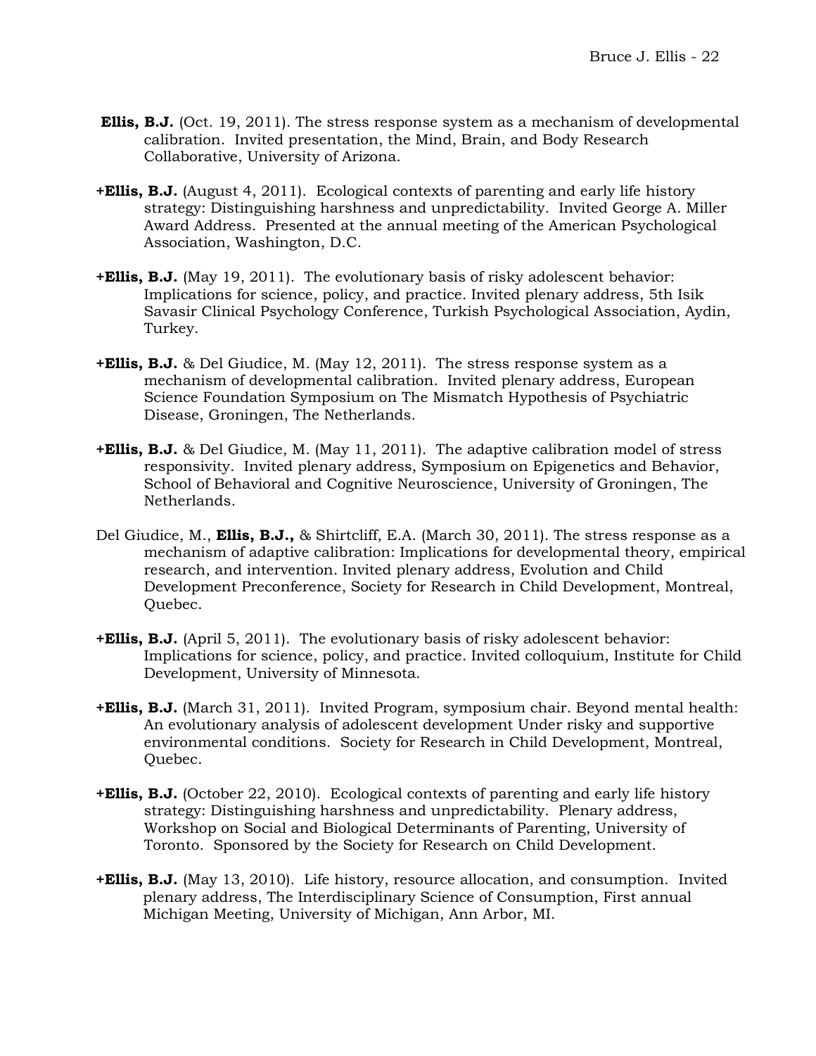**Ellis, B.J.** (Oct. 19, 2011). The stress response system as a mechanism of developmental calibration. Invited presentation, the Mind, Brain, and Body Research Collaborative, University of Arizona.

**+Ellis, B.J.** (August 4, 2011). Ecological contexts of parenting and early life history strategy: Distinguishing harshness and unpredictability. Invited George A. Miller Award Address. Presented at the annual meeting of the American Psychological Association, Washington, D.C.

**+Ellis, B.J.** (May 19, 2011). The evolutionary basis of risky adolescent behavior: Implications for science, policy, and practice. Invited plenary address, 5th Isik Savasir Clinical Psychology Conference, Turkish Psychological Association, Aydin, Turkey.

**+Ellis, B.J.** & Del Giudice, M. (May 12, 2011). The stress response system as a mechanism of developmental calibration. Invited plenary address, European Science Foundation Symposium on The Mismatch Hypothesis of Psychiatric Disease, Groningen, The Netherlands.

**+Ellis, B.J.** & Del Giudice, M. (May 11, 2011). The adaptive calibration model of stress responsivity. Invited plenary address, Symposium on Epigenetics and Behavior, School of Behavioral and Cognitive Neuroscience, University of Groningen, The Netherlands.

Del Giudice, M., **Ellis, B.J.,** & Shirtcliff, E.A. (March 30, 2011). The stress response as a mechanism of adaptive calibration: Implications for developmental theory, empirical research, and intervention. Invited plenary address, Evolution and Child Development Preconference, Society for Research in Child Development, Montreal, Quebec.

**+Ellis, B.J.** (April 5, 2011). The evolutionary basis of risky adolescent behavior: Implications for science, policy, and practice. Invited colloquium, Institute for Child Development, University of Minnesota.

**+Ellis, B.J.** (March 31, 2011). Invited Program, symposium chair. Beyond mental health: An evolutionary analysis of adolescent development Under risky and supportive environmental conditions. Society for Research in Child Development, Montreal, Quebec.

**+Ellis, B.J.** (October 22, 2010). Ecological contexts of parenting and early life history strategy: Distinguishing harshness and unpredictability. Plenary address, Workshop on Social and Biological Determinants of Parenting, University of Toronto. Sponsored by the Society for Research on Child Development.

**+Ellis, B.J.** (May 13, 2010). Life history, resource allocation, and consumption. Invited plenary address, The Interdisciplinary Science of Consumption, First annual Michigan Meeting, University of Michigan, Ann Arbor, MI.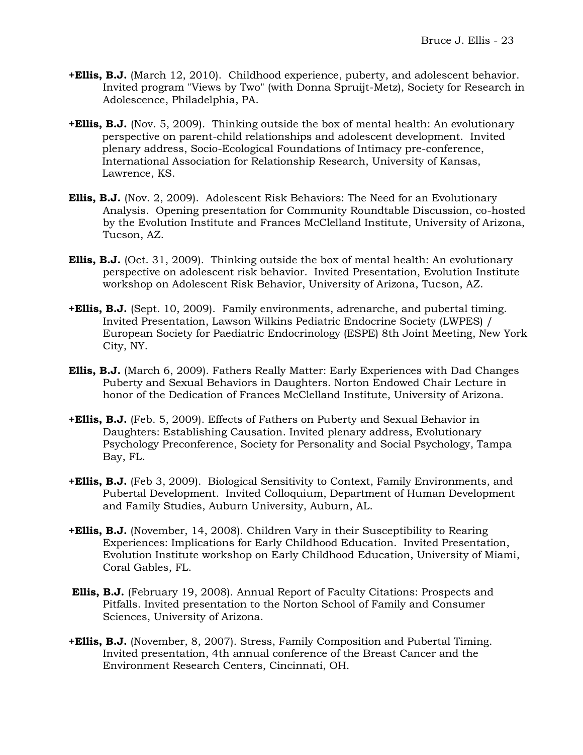**+Ellis, B.J.** (March 12, 2010). Childhood experience, puberty, and adolescent behavior. Invited program "Views by Two" (with Donna Spruijt-Metz), Society for Research in Adolescence, Philadelphia, PA.

**+Ellis, B.J.** (Nov. 5, 2009). Thinking outside the box of mental health: An evolutionary perspective on parent-child relationships and adolescent development. Invited plenary address, Socio-Ecological Foundations of Intimacy pre-conference, International Association for Relationship Research, University of Kansas, Lawrence, KS.

**Ellis, B.J.** (Nov. 2, 2009). Adolescent Risk Behaviors: The Need for an Evolutionary Analysis. Opening presentation for Community Roundtable Discussion, co-hosted by the Evolution Institute and Frances McClelland Institute, University of Arizona, Tucson, AZ.

**Ellis, B.J.** (Oct. 31, 2009). Thinking outside the box of mental health: An evolutionary perspective on adolescent risk behavior. Invited Presentation, Evolution Institute workshop on Adolescent Risk Behavior, University of Arizona, Tucson, AZ.

**+Ellis, B.J.** (Sept. 10, 2009). Family environments, adrenarche, and pubertal timing. Invited Presentation, Lawson Wilkins Pediatric Endocrine Society (LWPES) / European Society for Paediatric Endocrinology (ESPE) 8th Joint Meeting, New York City, NY.

**Ellis, B.J.** (March 6, 2009). Fathers Really Matter: Early Experiences with Dad Changes Puberty and Sexual Behaviors in Daughters. Norton Endowed Chair Lecture in honor of the Dedication of Frances McClelland Institute, University of Arizona.

**+Ellis, B.J.** (Feb. 5, 2009). Effects of Fathers on Puberty and Sexual Behavior in Daughters: Establishing Causation. Invited plenary address, Evolutionary Psychology Preconference, Society for Personality and Social Psychology, Tampa Bay, FL.

**+Ellis, B.J.** (Feb 3, 2009). Biological Sensitivity to Context, Family Environments, and Pubertal Development. Invited Colloquium, Department of Human Development and Family Studies, Auburn University, Auburn, AL.

**+Ellis, B.J.** (November, 14, 2008). Children Vary in their Susceptibility to Rearing Experiences: Implications for Early Childhood Education. Invited Presentation, Evolution Institute workshop on Early Childhood Education, University of Miami, Coral Gables, FL.

**Ellis, B.J.** (February 19, 2008). Annual Report of Faculty Citations: Prospects and Pitfalls. Invited presentation to the Norton School of Family and Consumer Sciences, University of Arizona.

**+Ellis, B.J.** (November, 8, 2007). Stress, Family Composition and Pubertal Timing. Invited presentation, 4th annual conference of the Breast Cancer and the Environment Research Centers, Cincinnati, OH.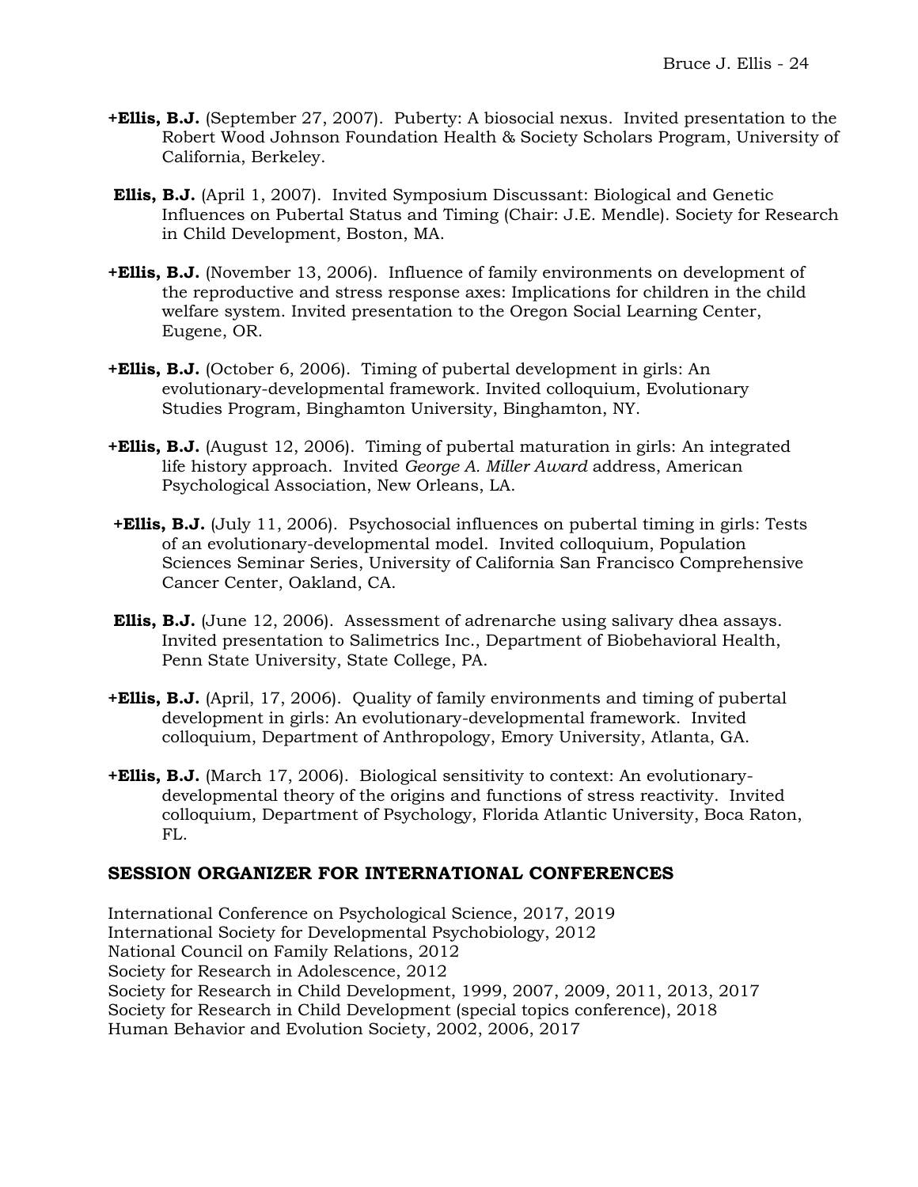**+Ellis, B.J.** (September 27, 2007). Puberty: A biosocial nexus. Invited presentation to the Robert Wood Johnson Foundation Health & Society Scholars Program, University of California, Berkeley.

**Ellis, B.J.** (April 1, 2007). Invited Symposium Discussant: Biological and Genetic Influences on Pubertal Status and Timing (Chair: J.E. Mendle). Society for Research in Child Development, Boston, MA.

**+Ellis, B.J.** (November 13, 2006). Influence of family environments on development of the reproductive and stress response axes: Implications for children in the child welfare system. Invited presentation to the Oregon Social Learning Center, Eugene, OR.

**+Ellis, B.J.** (October 6, 2006). Timing of pubertal development in girls: An evolutionary-developmental framework. Invited colloquium, Evolutionary Studies Program, Binghamton University, Binghamton, NY.

**+Ellis, B.J.** (August 12, 2006). Timing of pubertal maturation in girls: An integrated life history approach. Invited *George A. Miller Award* address, American Psychological Association, New Orleans, LA.

**+Ellis, B.J.** (July 11, 2006). Psychosocial influences on pubertal timing in girls: Tests of an evolutionary-developmental model. Invited colloquium, Population Sciences Seminar Series, University of California San Francisco Comprehensive Cancer Center, Oakland, CA.

**Ellis, B.J.** (June 12, 2006). Assessment of adrenarche using salivary dhea assays. Invited presentation to Salimetrics Inc., Department of Biobehavioral Health, Penn State University, State College, PA.

**+Ellis, B.J.** (April, 17, 2006). Quality of family environments and timing of pubertal development in girls: An evolutionary-developmental framework. Invited colloquium, Department of Anthropology, Emory University, Atlanta, GA.

**+Ellis, B.J.** (March 17, 2006). Biological sensitivity to context: An evolutionary-developmental theory of the origins and functions of stress reactivity. Invited colloquium, Department of Psychology, Florida Atlantic University, Boca Raton, FL.

## SESSION ORGANIZER FOR INTERNATIONAL CONFERENCES

International Conference on Psychological Science, 2017, 2019
International Society for Developmental Psychobiology, 2012
National Council on Family Relations, 2012
Society for Research in Adolescence, 2012
Society for Research in Child Development, 1999, 2007, 2009, 2011, 2013, 2017
Society for Research in Child Development (special topics conference), 2018
Human Behavior and Evolution Society, 2002, 2006, 2017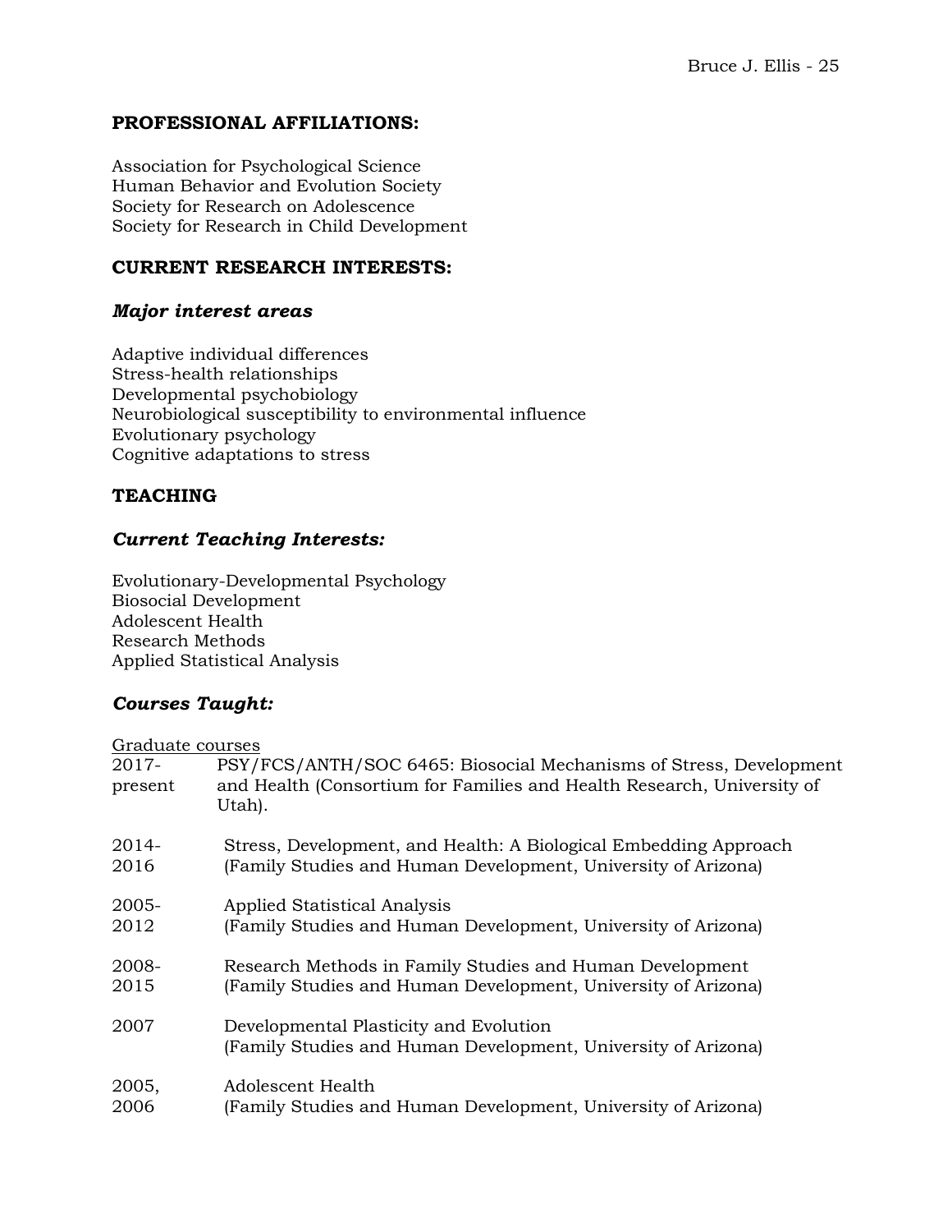## PROFESSIONAL AFFILIATIONS:

Association for Psychological Science
Human Behavior and Evolution Society
Society for Research on Adolescence
Society for Research in Child Development

## CURRENT RESEARCH INTERESTS:

### *Major interest areas*

Adaptive individual differences
Stress-health relationships
Developmental psychobiology
Neurobiological susceptibility to environmental influence
Evolutionary psychology
Cognitive adaptations to stress

## TEACHING

### *Current Teaching Interests:*

Evolutionary-Developmental Psychology
Biosocial Development
Adolescent Health
Research Methods
Applied Statistical Analysis

### *Courses Taught:*

<u>Graduate courses</u>

2017-present — PSY/FCS/ANTH/SOC 6465: Biosocial Mechanisms of Stress, Development and Health (Consortium for Families and Health Research, University of Utah).

2014-2016 — Stress, Development, and Health: A Biological Embedding Approach (Family Studies and Human Development, University of Arizona)

2005-2012 — Applied Statistical Analysis (Family Studies and Human Development, University of Arizona)

2008-2015 — Research Methods in Family Studies and Human Development (Family Studies and Human Development, University of Arizona)

2007 — Developmental Plasticity and Evolution (Family Studies and Human Development, University of Arizona)

2005, 2006 — Adolescent Health (Family Studies and Human Development, University of Arizona)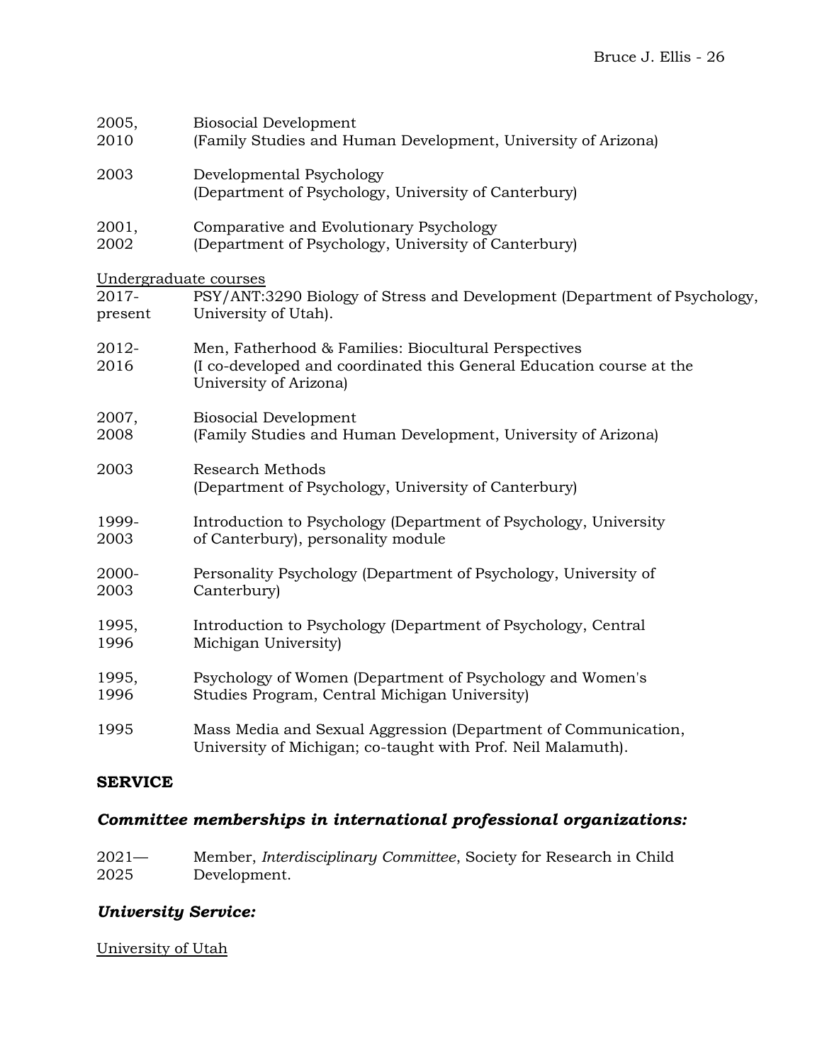2005, 2010 Biosocial Development
(Family Studies and Human Development, University of Arizona)

2003 Developmental Psychology
(Department of Psychology, University of Canterbury)

2001, 2002 Comparative and Evolutionary Psychology
(Department of Psychology, University of Canterbury)

Undergraduate courses

2017-present PSY/ANT:3290 Biology of Stress and Development (Department of Psychology, University of Utah).

2012-2016 Men, Fatherhood & Families: Biocultural Perspectives
(I co-developed and coordinated this General Education course at the University of Arizona)

2007, 2008 Biosocial Development
(Family Studies and Human Development, University of Arizona)

2003 Research Methods
(Department of Psychology, University of Canterbury)

1999-2003 Introduction to Psychology (Department of Psychology, University of Canterbury), personality module

2000-2003 Personality Psychology (Department of Psychology, University of Canterbury)

1995, 1996 Introduction to Psychology (Department of Psychology, Central Michigan University)

1995, 1996 Psychology of Women (Department of Psychology and Women's Studies Program, Central Michigan University)

1995 Mass Media and Sexual Aggression (Department of Communication, University of Michigan; co-taught with Prof. Neil Malamuth).

## SERVICE

### *Committee memberships in international professional organizations:*

2021—2025 Member, *Interdisciplinary Committee*, Society for Research in Child Development.

### *University Service:*

University of Utah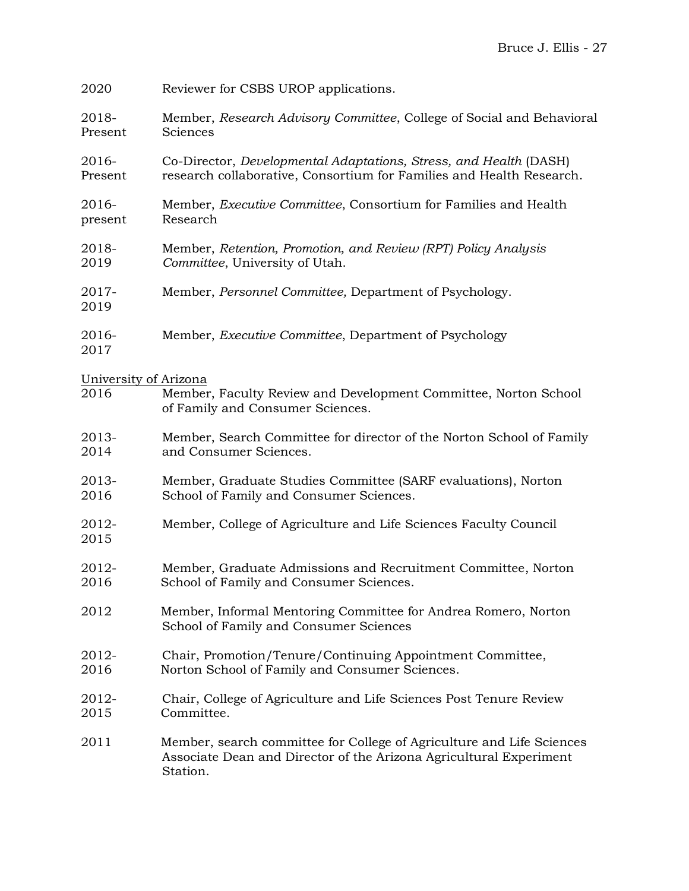2020 Reviewer for CSBS UROP applications.

2018-Present Member, *Research Advisory Committee*, College of Social and Behavioral Sciences

2016-Present Co-Director, *Developmental Adaptations, Stress, and Health* (DASH) research collaborative, Consortium for Families and Health Research.

2016-present Member, *Executive Committee*, Consortium for Families and Health Research

2018-2019 Member, *Retention, Promotion, and Review (RPT) Policy Analysis Committee*, University of Utah.

2017-2019 Member, *Personnel Committee,* Department of Psychology.

2016-2017 Member, *Executive Committee*, Department of Psychology

University of Arizona

2016 Member, Faculty Review and Development Committee, Norton School of Family and Consumer Sciences.

2013-2014 Member, Search Committee for director of the Norton School of Family and Consumer Sciences.

2013-2016 Member, Graduate Studies Committee (SARF evaluations), Norton School of Family and Consumer Sciences.

2012-2015 Member, College of Agriculture and Life Sciences Faculty Council

2012-2016 Member, Graduate Admissions and Recruitment Committee, Norton School of Family and Consumer Sciences.

2012 Member, Informal Mentoring Committee for Andrea Romero, Norton School of Family and Consumer Sciences

2012-2016 Chair, Promotion/Tenure/Continuing Appointment Committee, Norton School of Family and Consumer Sciences.

2012-2015 Chair, College of Agriculture and Life Sciences Post Tenure Review Committee.

2011 Member, search committee for College of Agriculture and Life Sciences Associate Dean and Director of the Arizona Agricultural Experiment Station.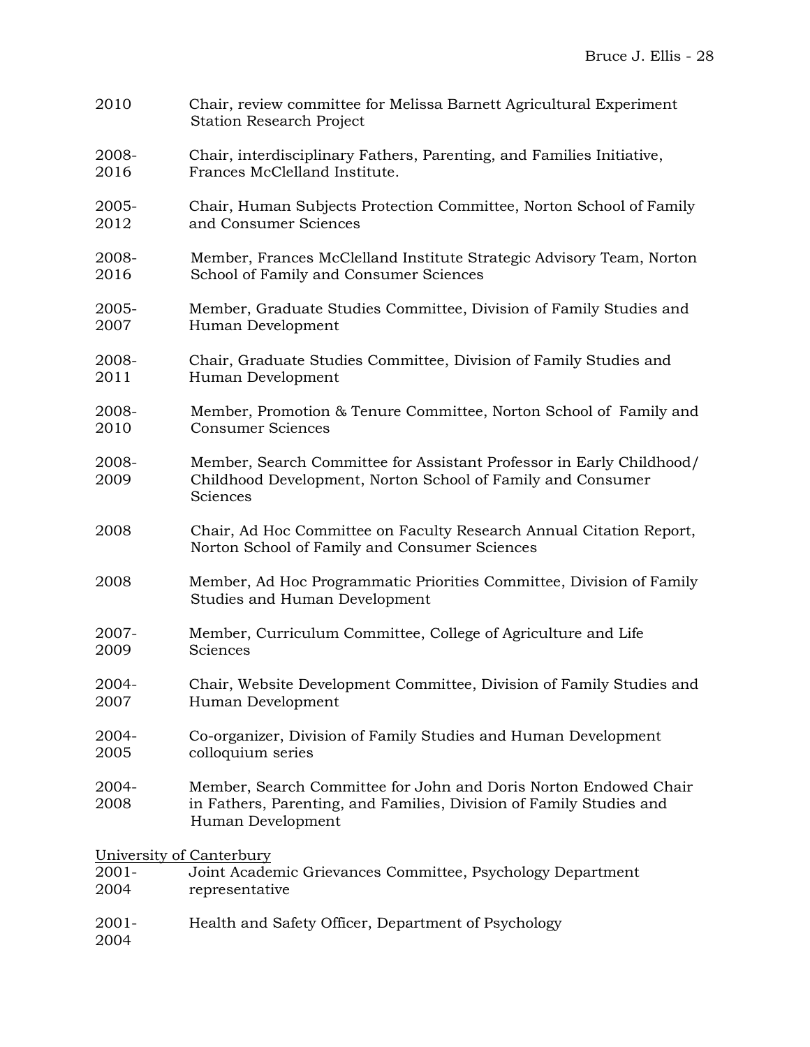2010 Chair, review committee for Melissa Barnett Agricultural Experiment Station Research Project

2008-2016 Chair, interdisciplinary Fathers, Parenting, and Families Initiative, Frances McClelland Institute.

2005-2012 Chair, Human Subjects Protection Committee, Norton School of Family and Consumer Sciences

2008-2016 Member, Frances McClelland Institute Strategic Advisory Team, Norton School of Family and Consumer Sciences

2005-2007 Member, Graduate Studies Committee, Division of Family Studies and Human Development

2008-2011 Chair, Graduate Studies Committee, Division of Family Studies and Human Development

2008-2010 Member, Promotion & Tenure Committee, Norton School of Family and Consumer Sciences

2008-2009 Member, Search Committee for Assistant Professor in Early Childhood/ Childhood Development, Norton School of Family and Consumer Sciences

2008 Chair, Ad Hoc Committee on Faculty Research Annual Citation Report, Norton School of Family and Consumer Sciences

2008 Member, Ad Hoc Programmatic Priorities Committee, Division of Family Studies and Human Development

2007-2009 Member, Curriculum Committee, College of Agriculture and Life Sciences

2004-2007 Chair, Website Development Committee, Division of Family Studies and Human Development

2004-2005 Co-organizer, Division of Family Studies and Human Development colloquium series

2004-2008 Member, Search Committee for John and Doris Norton Endowed Chair in Fathers, Parenting, and Families, Division of Family Studies and Human Development

<u>University of Canterbury</u>

2001-2004 Joint Academic Grievances Committee, Psychology Department representative

2001-2004 Health and Safety Officer, Department of Psychology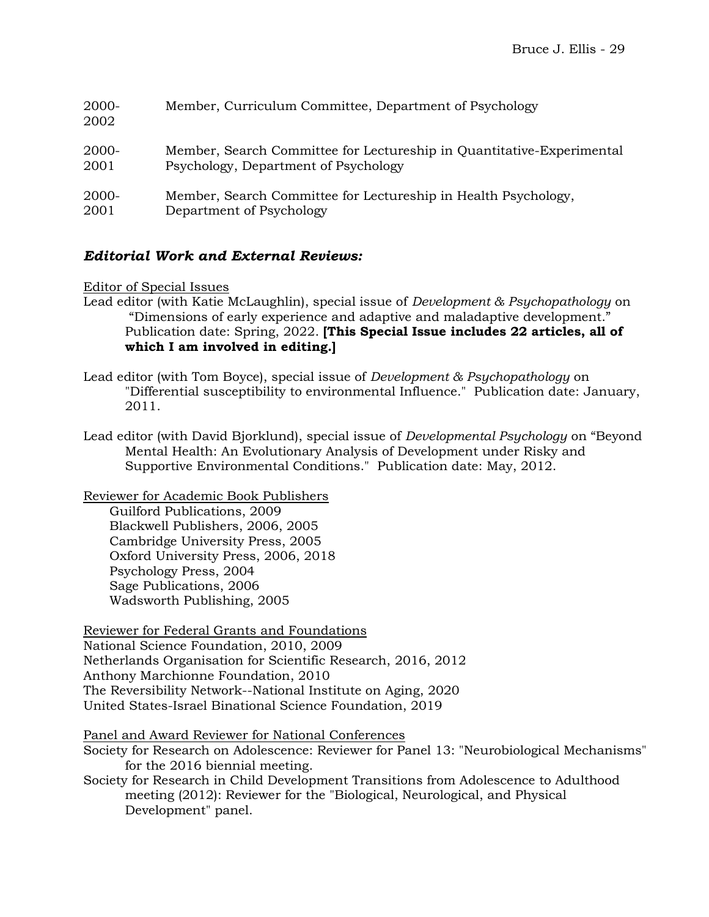| | |
|---|---|
| 2000-2002 | Member, Curriculum Committee, Department of Psychology |
| 2000-2001 | Member, Search Committee for Lectureship in Quantitative-Experimental Psychology, Department of Psychology |
| 2000-2001 | Member, Search Committee for Lectureship in Health Psychology, Department of Psychology |

### ***Editorial Work and External Reviews:***

<u>Editor of Special Issues</u>

Lead editor (with Katie McLaughlin), special issue of *Development & Psychopathology* on "Dimensions of early experience and adaptive and maladaptive development." Publication date: Spring, 2022. **[This Special Issue includes 22 articles, all of which I am involved in editing.]**

Lead editor (with Tom Boyce), special issue of *Development & Psychopathology* on "Differential susceptibility to environmental Influence." Publication date: January, 2011.

Lead editor (with David Bjorklund), special issue of *Developmental Psychology* on "Beyond Mental Health: An Evolutionary Analysis of Development under Risky and Supportive Environmental Conditions." Publication date: May, 2012.

<u>Reviewer for Academic Book Publishers</u>

Guilford Publications, 2009
Blackwell Publishers, 2006, 2005
Cambridge University Press, 2005
Oxford University Press, 2006, 2018
Psychology Press, 2004
Sage Publications, 2006
Wadsworth Publishing, 2005

<u>Reviewer for Federal Grants and Foundations</u>

National Science Foundation, 2010, 2009
Netherlands Organisation for Scientific Research, 2016, 2012
Anthony Marchionne Foundation, 2010
The Reversibility Network--National Institute on Aging, 2020
United States-Israel Binational Science Foundation, 2019

<u>Panel and Award Reviewer for National Conferences</u>

Society for Research on Adolescence: Reviewer for Panel 13: "Neurobiological Mechanisms" for the 2016 biennial meeting.

Society for Research in Child Development Transitions from Adolescence to Adulthood meeting (2012): Reviewer for the "Biological, Neurological, and Physical Development" panel.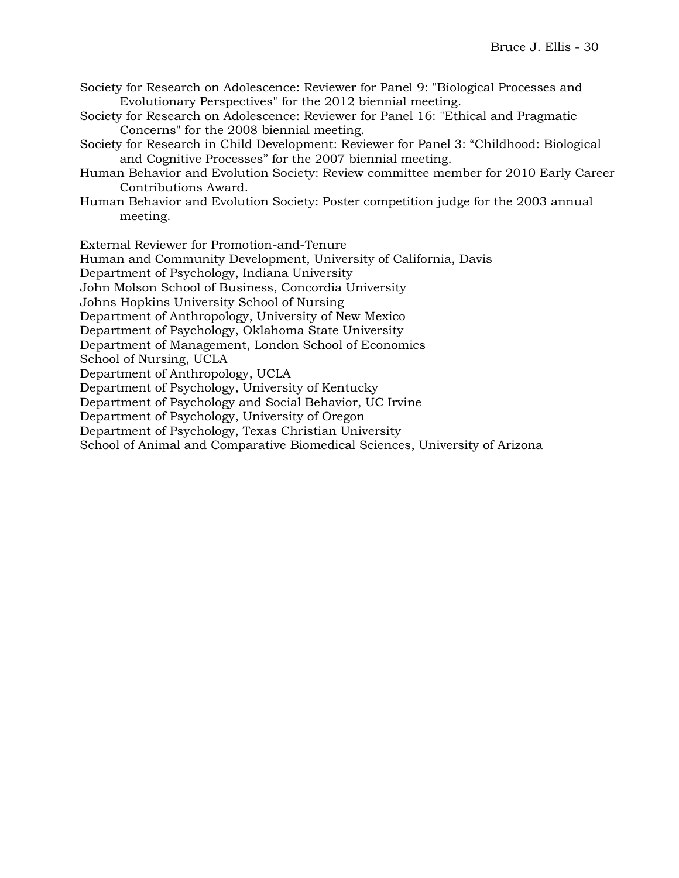Society for Research on Adolescence: Reviewer for Panel 9: "Biological Processes and Evolutionary Perspectives" for the 2012 biennial meeting.

Society for Research on Adolescence: Reviewer for Panel 16: "Ethical and Pragmatic Concerns" for the 2008 biennial meeting.

Society for Research in Child Development: Reviewer for Panel 3: "Childhood: Biological and Cognitive Processes" for the 2007 biennial meeting.

Human Behavior and Evolution Society: Review committee member for 2010 Early Career Contributions Award.

Human Behavior and Evolution Society: Poster competition judge for the 2003 annual meeting.

<u>External Reviewer for Promotion-and-Tenure</u>

Human and Community Development, University of California, Davis
Department of Psychology, Indiana University
John Molson School of Business, Concordia University
Johns Hopkins University School of Nursing
Department of Anthropology, University of New Mexico
Department of Psychology, Oklahoma State University
Department of Management, London School of Economics
School of Nursing, UCLA
Department of Anthropology, UCLA
Department of Psychology, University of Kentucky
Department of Psychology and Social Behavior, UC Irvine
Department of Psychology, University of Oregon
Department of Psychology, Texas Christian University
School of Animal and Comparative Biomedical Sciences, University of Arizona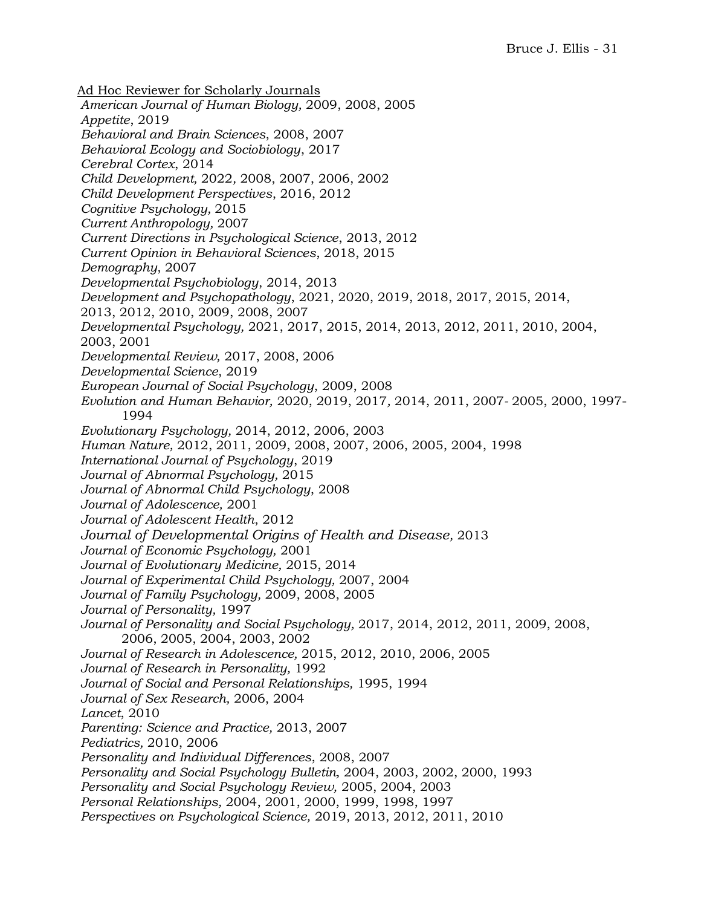<u>Ad Hoc Reviewer for Scholarly Journals</u>

*American Journal of Human Biology,* 2009, 2008, 2005
*Appetite*, 2019
*Behavioral and Brain Sciences*, 2008, 2007
*Behavioral Ecology and Sociobiology*, 2017
*Cerebral Cortex*, 2014
*Child Development,* 2022*,* 2008, 2007, 2006, 2002
*Child Development Perspectives*, 2016, 2012
*Cognitive Psychology,* 2015
*Current Anthropology,* 2007
*Current Directions in Psychological Science*, 2013, 2012
*Current Opinion in Behavioral Sciences*, 2018, 2015
*Demography*, 2007
*Developmental Psychobiology*, 2014, 2013
*Development and Psychopathology*, 2021, 2020, 2019, 2018, 2017, 2015, 2014, 2013, 2012, 2010, 2009, 2008, 2007
*Developmental Psychology,* 2021, 2017, 2015, 2014, 2013, 2012, 2011, 2010, 2004, 2003, 2001
*Developmental Review,* 2017, 2008, 2006
*Developmental Science*, 2019
*European Journal of Social Psychology*, 2009, 2008
*Evolution and Human Behavior,* 2020, 2019, 2017*,* 2014, 2011, 2007- 2005, 2000, 1997-1994
*Evolutionary Psychology,* 2014, 2012, 2006, 2003
*Human Nature,* 2012, 2011, 2009, 2008, 2007, 2006, 2005, 2004, 1998
*International Journal of Psychology*, 2019
*Journal of Abnormal Psychology,* 2015
*Journal of Abnormal Child Psychology*, 2008
*Journal of Adolescence,* 2001
*Journal of Adolescent Health*, 2012
*Journal of Developmental Origins of Health and Disease,* 2013
*Journal of Economic Psychology,* 2001
*Journal of Evolutionary Medicine,* 2015, 2014
*Journal of Experimental Child Psychology,* 2007, 2004
*Journal of Family Psychology,* 2009, 2008, 2005
*Journal of Personality,* 1997
*Journal of Personality and Social Psychology,* 2017, 2014, 2012, 2011, 2009, 2008, 2006, 2005, 2004, 2003, 2002
*Journal of Research in Adolescence,* 2015, 2012, 2010, 2006, 2005
*Journal of Research in Personality,* 1992
*Journal of Social and Personal Relationships,* 1995, 1994
*Journal of Sex Research,* 2006, 2004
*Lancet*, 2010
*Parenting: Science and Practice,* 2013, 2007
*Pediatrics,* 2010, 2006
*Personality and Individual Differences*, 2008, 2007
*Personality and Social Psychology Bulletin,* 2004, 2003, 2002, 2000, 1993
*Personality and Social Psychology Review,* 2005, 2004, 2003
*Personal Relationships,* 2004, 2001, 2000, 1999, 1998, 1997
*Perspectives on Psychological Science,* 2019, 2013, 2012, 2011, 2010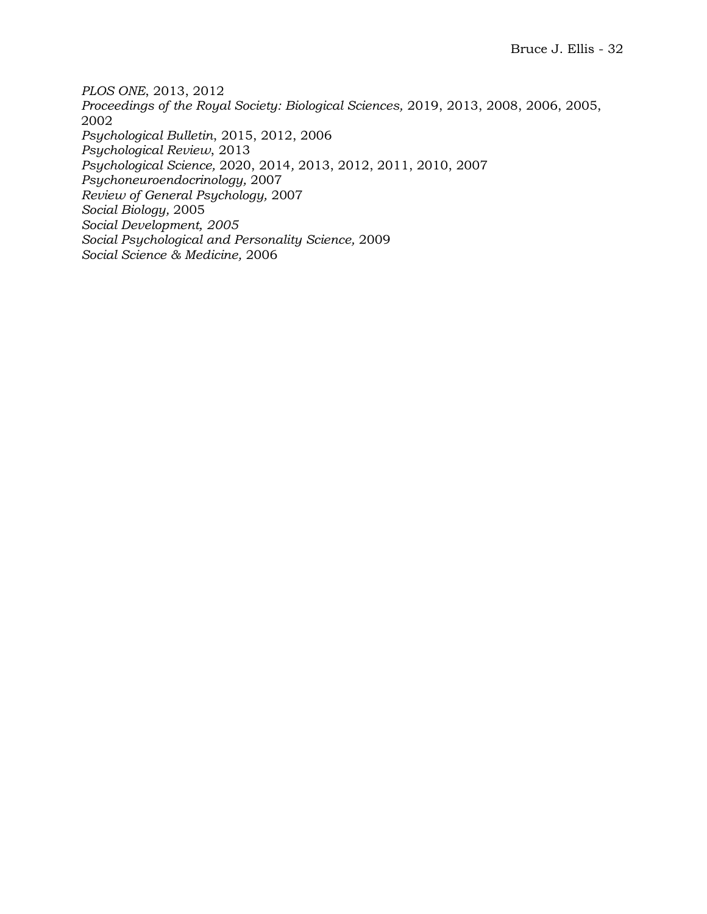*PLOS ONE*, 2013, 2012
*Proceedings of the Royal Society: Biological Sciences,* 2019, 2013, 2008, 2006, 2005, 2002
*Psychological Bulletin*, 2015, 2012, 2006
*Psychological Review*, 2013
*Psychological Science,* 2020, 2014, 2013, 2012, 2011, 2010, 2007
*Psychoneuroendocrinology,* 2007
*Review of General Psychology,* 2007
*Social Biology,* 2005
*Social Development, 2005*
*Social Psychological and Personality Science,* 2009
*Social Science & Medicine,* 2006